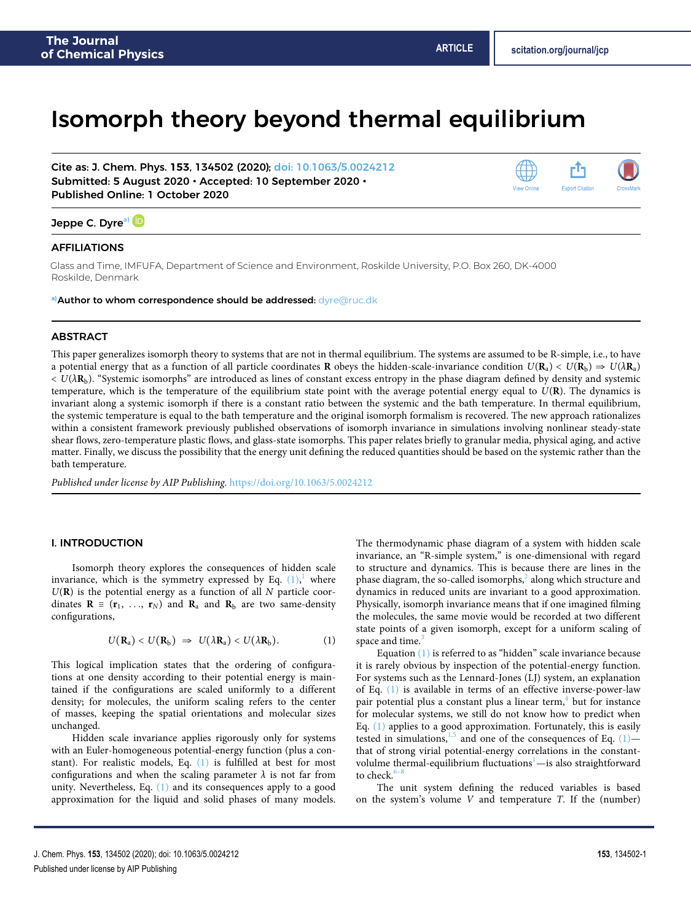# Isomorph theory beyond thermal equilibrium

Cite as: J. Chem. Phys. **153**, 134502 (2020); doi: 10.1063/5.0024212
Submitted: 5 August 2020 • Accepted: 10 September 2020 •
Published Online: 1 October 2020

Jeppe C. Dyre[a]

## AFFILIATIONS

Glass and Time, IMFUFA, Department of Science and Environment, Roskilde University, P.O. Box 260, DK-4000 Roskilde, Denmark

[a]**Author to whom correspondence should be addressed:** dyre@ruc.dk

## ABSTRACT

This paper generalizes isomorph theory to systems that are not in thermal equilibrium. The systems are assumed to be R-simple, i.e., to have a potential energy that as a function of all particle coordinates $\mathbf{R}$ obeys the hidden-scale-invariance condition $U(\mathbf{R}_a) < U(\mathbf{R}_b) \Rightarrow U(\lambda\mathbf{R}_a) < U(\lambda\mathbf{R}_b)$. "Systemic isomorphs" are introduced as lines of constant excess entropy in the phase diagram defined by density and systemic temperature, which is the temperature of the equilibrium state point with the average potential energy equal to $U(\mathbf{R})$. The dynamics is invariant along a systemic isomorph if there is a constant ratio between the systemic and the bath temperature. In thermal equilibrium, the systemic temperature is equal to the bath temperature and the original isomorph formalism is recovered. The new approach rationalizes within a consistent framework previously published observations of isomorph invariance in simulations involving nonlinear steady-state shear flows, zero-temperature plastic flows, and glass-state isomorphs. This paper relates briefly to granular media, physical aging, and active matter. Finally, we discuss the possibility that the energy unit defining the reduced quantities should be based on the systemic rather than the bath temperature.

*Published under license by AIP Publishing.* https://doi.org/10.1063/5.0024212

## I. INTRODUCTION

Isomorph theory explores the consequences of hidden scale invariance, which is the symmetry expressed by Eq. (1),[1] where $U(\mathbf{R})$ is the potential energy as a function of all $N$ particle coordinates $\mathbf{R} \equiv (\mathbf{r}_1, \ldots, \mathbf{r}_N)$ and $\mathbf{R}_a$ and $\mathbf{R}_b$ are two same-density configurations,

$$U(\mathbf{R}_a) < U(\mathbf{R}_b) \;\Rightarrow\; U(\lambda\mathbf{R}_a) < U(\lambda\mathbf{R}_b). \tag{1}$$

This logical implication states that the ordering of configurations at one density according to their potential energy is maintained if the configurations are scaled uniformly to a different density; for molecules, the uniform scaling refers to the center of masses, keeping the spatial orientations and molecular sizes unchanged.

Hidden scale invariance applies rigorously only for systems with an Euler-homogeneous potential-energy function (plus a constant). For realistic models, Eq. (1) is fulfilled at best for most configurations and when the scaling parameter $\lambda$ is not far from unity. Nevertheless, Eq. (1) and its consequences apply to a good approximation for the liquid and solid phases of many models. The thermodynamic phase diagram of a system with hidden scale invariance, an "R-simple system," is one-dimensional with regard to structure and dynamics. This is because there are lines in the phase diagram, the so-called isomorphs,[2] along which structure and dynamics in reduced units are invariant to a good approximation. Physically, isomorph invariance means that if one imagined filming the molecules, the same movie would be recorded at two different state points of a given isomorph, except for a uniform scaling of space and time.[3]

Equation (1) is referred to as "hidden" scale invariance because it is rarely obvious by inspection of the potential-energy function. For systems such as the Lennard-Jones (LJ) system, an explanation of Eq. (1) is available in terms of an effective inverse-power-law pair potential plus a constant plus a linear term,[4] but for instance for molecular systems, we still do not know how to predict when Eq. (1) applies to a good approximation. Fortunately, this is easily tested in simulations,[1,5] and one of the consequences of Eq. (1)—that of strong virial potential-energy correlations in the constant-volulme thermal-equilibrium fluctuations[1]—is also straightforward to check.[6–8]

The unit system defining the reduced variables is based on the system's volume $V$ and temperature $T$. If the (number)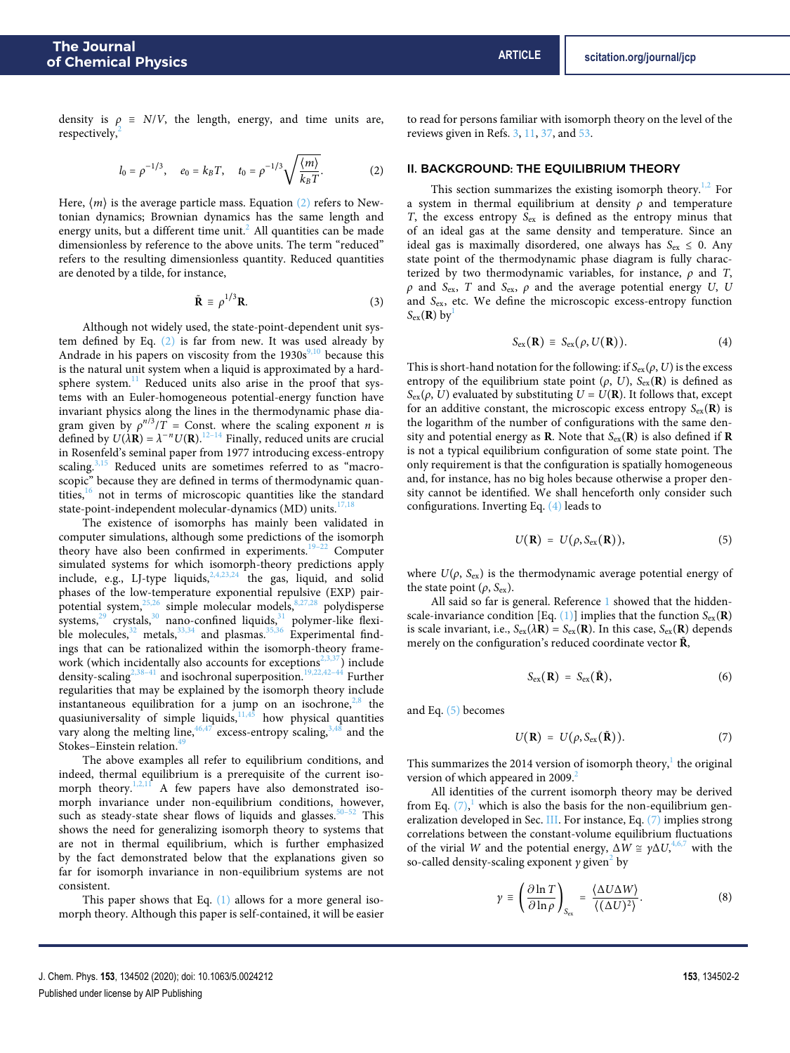density is $\rho \equiv N/V$, the length, energy, and time units are, respectively,[2]

$$l_0 = \rho^{-1/3}, \quad e_0 = k_B T, \quad t_0 = \rho^{-1/3}\sqrt{\frac{\langle m\rangle}{k_B T}}. \tag{2}$$

Here, $\langle m\rangle$ is the average particle mass. Equation (2) refers to Newtonian dynamics; Brownian dynamics has the same length and energy units, but a different time unit.[2] All quantities can be made dimensionless by reference to the above units. The term "reduced" refers to the resulting dimensionless quantity. Reduced quantities are denoted by a tilde, for instance,

$$\tilde{\mathbf{R}} \equiv \rho^{1/3}\mathbf{R}. \tag{3}$$

Although not widely used, the state-point-dependent unit system defined by Eq. (2) is far from new. It was used already by Andrade in his papers on viscosity from the 1930s[9,10] because this is the natural unit system when a liquid is approximated by a hard-sphere system.[11] Reduced units also arise in the proof that systems with an Euler-homogeneous potential-energy function have invariant physics along the lines in the thermodynamic phase diagram given by $\rho^{n/3}/T$ = Const. where the scaling exponent $n$ is defined by $U(\lambda\mathbf{R}) = \lambda^{-n}U(\mathbf{R})$.[12–14] Finally, reduced units are crucial in Rosenfeld's seminal paper from 1977 introducing excess-entropy scaling.[3,15] Reduced units are sometimes referred to as "macroscopic" because they are defined in terms of thermodynamic quantities,[16] not in terms of microscopic quantities like the standard state-point-independent molecular-dynamics (MD) units.[17,18]

The existence of isomorphs has mainly been validated in computer simulations, although some predictions of the isomorph theory have also been confirmed in experiments.[19–22] Computer simulated systems for which isomorph-theory predictions apply include, e.g., LJ-type liquids,[2,4,23,24] the gas, liquid, and solid phases of the low-temperature exponential repulsive (EXP) pair-potential system,[25,26] simple molecular models,[8,27,28] polydisperse systems,[29] crystals,[30] nano-confined liquids,[31] polymer-like flexible molecules,[32] metals,[33,34] and plasmas.[35,36] Experimental findings that can be rationalized within the isomorph-theory framework (which incidentally also accounts for exceptions[2,3,37]) include density-scaling[2,38–41] and isochronal superposition.[19,22,42–44] Further regularities that may be explained by the isomorph theory include instantaneous equilibration for a jump on an isochrone,[2,8] the quasiuniversality of simple liquids,[11,45] how physical quantities vary along the melting line,[46,47] excess-entropy scaling,[3,48] and the Stokes–Einstein relation.[49]

The above examples all refer to equilibrium conditions, and indeed, thermal equilibrium is a prerequisite of the current isomorph theory.[1,2,11] A few papers have also demonstrated isomorph invariance under non-equilibrium conditions, however, such as steady-state shear flows of liquids and glasses.[50–52] This shows the need for generalizing isomorph theory to systems that are not in thermal equilibrium, which is further emphasized by the fact demonstrated below that the explanations given so far for isomorph invariance in non-equilibrium systems are not consistent.

This paper shows that Eq. (1) allows for a more general isomorph theory. Although this paper is self-contained, it will be easier to read for persons familiar with isomorph theory on the level of the reviews given in Refs. 3, 11, 37, and 53.

## II. BACKGROUND: THE EQUILIBRIUM THEORY

This section summarizes the existing isomorph theory.[1,2] For a system in thermal equilibrium at density $\rho$ and temperature $T$, the excess entropy $S_{ex}$ is defined as the entropy minus that of an ideal gas at the same density and temperature. Since an ideal gas is maximally disordered, one always has $S_{ex} \leq 0$. Any state point of the thermodynamic phase diagram is fully characterized by two thermodynamic variables, for instance, $\rho$ and $T$, $\rho$ and $S_{ex}$, $T$ and $S_{ex}$, $\rho$ and the average potential energy $U$, $U$ and $S_{ex}$, etc. We define the microscopic excess-entropy function $S_{ex}(\mathbf{R})$ by[1]

$$S_{ex}(\mathbf{R}) \equiv S_{ex}(\rho, U(\mathbf{R})). \tag{4}$$

This is short-hand notation for the following: if $S_{ex}(\rho, U)$ is the excess entropy of the equilibrium state point $(\rho, U)$, $S_{ex}(\mathbf{R})$ is defined as $S_{ex}(\rho, U)$ evaluated by substituting $U = U(\mathbf{R})$. It follows that, except for an additive constant, the microscopic excess entropy $S_{ex}(\mathbf{R})$ is the logarithm of the number of configurations with the same density and potential energy as $\mathbf{R}$. Note that $S_{ex}(\mathbf{R})$ is also defined if $\mathbf{R}$ is not a typical equilibrium configuration of some state point. The only requirement is that the configuration is spatially homogeneous and, for instance, has no big holes because otherwise a proper density cannot be identified. We shall henceforth only consider such configurations. Inverting Eq. (4) leads to

$$U(\mathbf{R}) = U(\rho, S_{ex}(\mathbf{R})), \tag{5}$$

where $U(\rho, S_{ex})$ is the thermodynamic average potential energy of the state point $(\rho, S_{ex})$.

All said so far is general. Reference 1 showed that the hidden-scale-invariance condition [Eq. (1)] implies that the function $S_{ex}(\mathbf{R})$ is scale invariant, i.e., $S_{ex}(\lambda\mathbf{R}) = S_{ex}(\mathbf{R})$. In this case, $S_{ex}(\mathbf{R})$ depends merely on the configuration's reduced coordinate vector $\tilde{\mathbf{R}}$,

$$S_{ex}(\mathbf{R}) = S_{ex}(\tilde{\mathbf{R}}), \tag{6}$$

and Eq. (5) becomes

$$U(\mathbf{R}) = U(\rho, S_{ex}(\tilde{\mathbf{R}})). \tag{7}$$

This summarizes the 2014 version of isomorph theory,[1] the original version of which appeared in 2009.[2]

All identities of the current isomorph theory may be derived from Eq. (7),[1] which is also the basis for the non-equilibrium generalization developed in Sec. III. For instance, Eq. (7) implies strong correlations between the constant-volume equilibrium fluctuations of the virial $W$ and the potential energy, $\Delta W \cong \gamma\Delta U$,[4,6,7] with the so-called density-scaling exponent $\gamma$ given[2] by

$$\gamma \equiv \left(\frac{\partial \ln T}{\partial \ln \rho}\right)_{S_{ex}} = \frac{\langle \Delta U \Delta W\rangle}{\langle (\Delta U)^2\rangle}. \tag{8}$$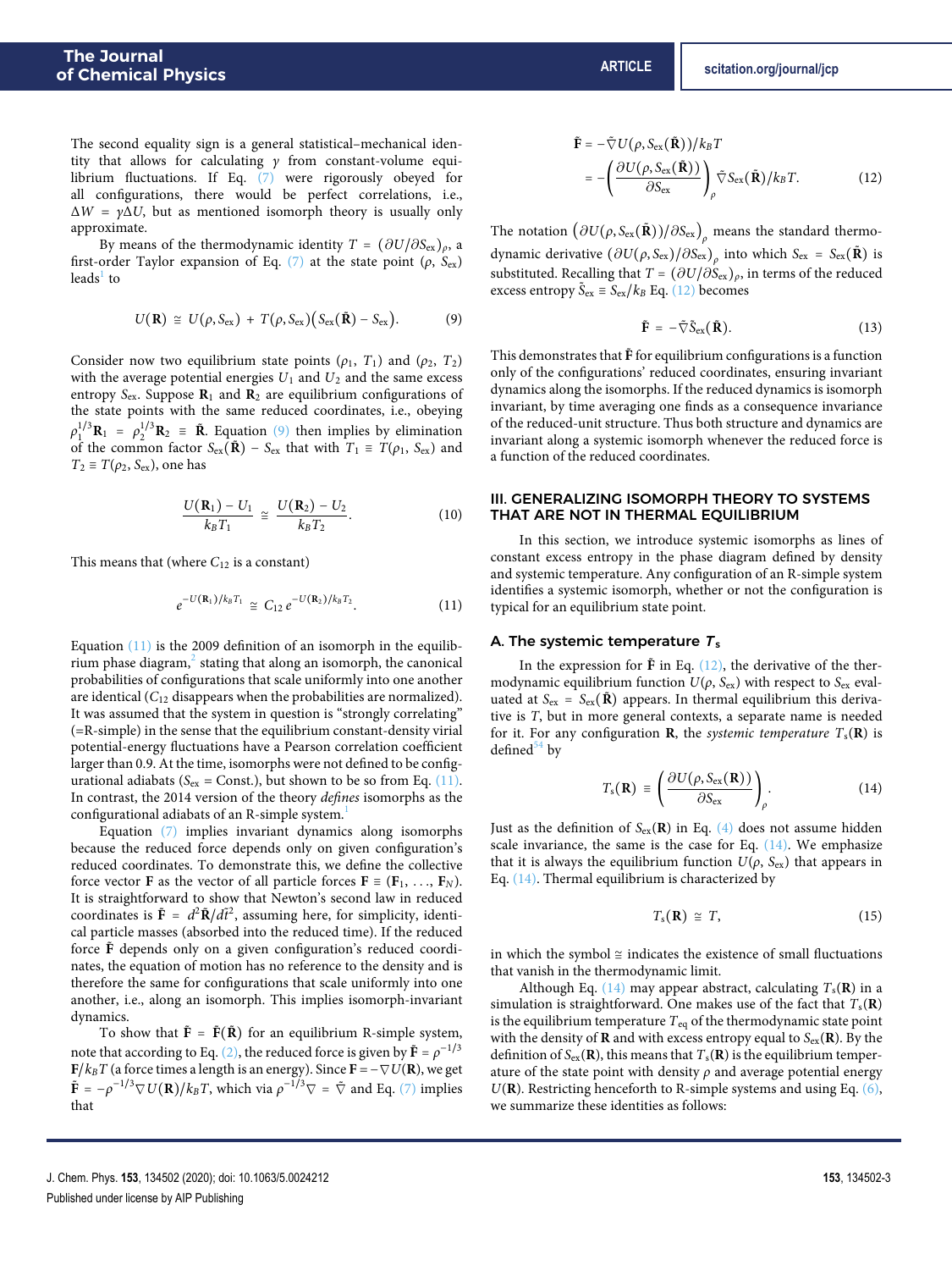The second equality sign is a general statistical–mechanical identity that allows for calculating $\gamma$ from constant-volume equilibrium fluctuations. If Eq. (7) were rigorously obeyed for all configurations, there would be perfect correlations, i.e., $\Delta W = \gamma \Delta U$, but as mentioned isomorph theory is usually only approximate.

By means of the thermodynamic identity $T = (\partial U/\partial S_{\rm ex})_\rho$, a first-order Taylor expansion of Eq. (7) at the state point $(\rho, S_{\rm ex})$ leads[1] to

$$U(\mathbf{R}) \cong U(\rho, S_{\rm ex}) + T(\rho, S_{\rm ex})\big(S_{\rm ex}(\tilde{\mathbf{R}}) - S_{\rm ex}\big). \tag{9}$$

Consider now two equilibrium state points $(\rho_1, T_1)$ and $(\rho_2, T_2)$ with the average potential energies $U_1$ and $U_2$ and the same excess entropy $S_{\rm ex}$. Suppose $\mathbf{R}_1$ and $\mathbf{R}_2$ are equilibrium configurations of the state points with the same reduced coordinates, i.e., obeying $\rho_1^{1/3}\mathbf{R}_1 = \rho_2^{1/3}\mathbf{R}_2 \equiv \tilde{\mathbf{R}}$. Equation (9) then implies by elimination of the common factor $S_{\rm ex}(\tilde{\mathbf{R}}) - S_{\rm ex}$ that with $T_1 \equiv T(\rho_1, S_{\rm ex})$ and $T_2 \equiv T(\rho_2, S_{\rm ex})$, one has

$$\frac{U(\mathbf{R}_1) - U_1}{k_B T_1} \cong \frac{U(\mathbf{R}_2) - U_2}{k_B T_2}. \tag{10}$$

This means that (where $C_{12}$ is a constant)

$$e^{-U(\mathbf{R}_1)/k_B T_1} \cong C_{12}\, e^{-U(\mathbf{R}_2)/k_B T_2}. \tag{11}$$

Equation (11) is the 2009 definition of an isomorph in the equilibrium phase diagram,[2] stating that along an isomorph, the canonical probabilities of configurations that scale uniformly into one another are identical ($C_{12}$ disappears when the probabilities are normalized). It was assumed that the system in question is "strongly correlating" (=R-simple) in the sense that the equilibrium constant-density virial potential-energy fluctuations have a Pearson correlation coefficient larger than 0.9. At the time, isomorphs were not defined to be configurational adiabats ($S_{\rm ex}$ = Const.), but shown to be so from Eq. (11). In contrast, the 2014 version of the theory *defines* isomorphs as the configurational adiabats of an R-simple system.[1]

Equation (7) implies invariant dynamics along isomorphs because the reduced force depends only on given configuration's reduced coordinates. To demonstrate this, we define the collective force vector $\mathbf{F}$ as the vector of all particle forces $\mathbf{F} \equiv (\mathbf{F}_1, \ldots, \mathbf{F}_N)$. It is straightforward to show that Newton's second law in reduced coordinates is $\tilde{\mathbf{F}} = d^2\tilde{\mathbf{R}}/d\tilde{t}^2$, assuming here, for simplicity, identical particle masses (absorbed into the reduced time). If the reduced force $\tilde{\mathbf{F}}$ depends only on a given configuration's reduced coordinates, the equation of motion has no reference to the density and is therefore the same for configurations that scale uniformly into one another, i.e., along an isomorph. This implies isomorph-invariant dynamics.

To show that $\tilde{\mathbf{F}} = \tilde{\mathbf{F}}(\tilde{\mathbf{R}})$ for an equilibrium R-simple system, note that according to Eq. (2), the reduced force is given by $\tilde{\mathbf{F}} = \rho^{-1/3}\mathbf{F}/k_B T$ (a force times a length is an energy). Since $\mathbf{F} = -\nabla U(\mathbf{R})$, we get $\tilde{\mathbf{F}} = -\rho^{-1/3}\nabla U(\mathbf{R})/k_B T$, which via $\rho^{-1/3}\nabla = \tilde{\nabla}$ and Eq. (7) implies that

$$\begin{aligned}\tilde{\mathbf{F}} &= -\tilde{\nabla} U(\rho, S_{\rm ex}(\tilde{\mathbf{R}}))/k_B T \\ &= -\left(\frac{\partial U(\rho, S_{\rm ex}(\tilde{\mathbf{R}}))}{\partial S_{\rm ex}}\right)_\rho \tilde{\nabla} S_{\rm ex}(\tilde{\mathbf{R}})/k_B T.\end{aligned} \tag{12}$$

The notation $\big(\partial U(\rho, S_{\rm ex}(\tilde{\mathbf{R}}))/\partial S_{\rm ex}\big)_\rho$ means the standard thermodynamic derivative $(\partial U(\rho, S_{\rm ex})/\partial S_{\rm ex})_\rho$ into which $S_{\rm ex} = S_{\rm ex}(\tilde{\mathbf{R}})$ is substituted. Recalling that $T = (\partial U/\partial S_{\rm ex})_\rho$, in terms of the reduced excess entropy $\tilde{S}_{\rm ex} \equiv S_{\rm ex}/k_B$ Eq. (12) becomes

$$\tilde{\mathbf{F}} = -\tilde{\nabla}\tilde{S}_{\rm ex}(\tilde{\mathbf{R}}). \tag{13}$$

This demonstrates that $\tilde{\mathbf{F}}$ for equilibrium configurations is a function only of the configurations' reduced coordinates, ensuring invariant dynamics along the isomorphs. If the reduced dynamics is isomorph invariant, by time averaging one finds as a consequence invariance of the reduced-unit structure. Thus both structure and dynamics are invariant along a systemic isomorph whenever the reduced force is a function of the reduced coordinates.

## III. GENERALIZING ISOMORPH THEORY TO SYSTEMS THAT ARE NOT IN THERMAL EQUILIBRIUM

In this section, we introduce systemic isomorphs as lines of constant excess entropy in the phase diagram defined by density and systemic temperature. Any configuration of an R-simple system identifies a systemic isomorph, whether or not the configuration is typical for an equilibrium state point.

### A. The systemic temperature $T_s$

In the expression for $\tilde{\mathbf{F}}$ in Eq. (12), the derivative of the thermodynamic equilibrium function $U(\rho, S_{\rm ex})$ with respect to $S_{\rm ex}$ evaluated at $S_{\rm ex} = S_{\rm ex}(\tilde{\mathbf{R}})$ appears. In thermal equilibrium this derivative is $T$, but in more general contexts, a separate name is needed for it. For any configuration $\mathbf{R}$, the *systemic temperature* $T_s(\mathbf{R})$ is defined[54] by

$$T_s(\mathbf{R}) \equiv \left(\frac{\partial U(\rho, S_{\rm ex}(\mathbf{R}))}{\partial S_{\rm ex}}\right)_\rho. \tag{14}$$

Just as the definition of $S_{\rm ex}(\mathbf{R})$ in Eq. (4) does not assume hidden scale invariance, the same is the case for Eq. (14). We emphasize that it is always the equilibrium function $U(\rho, S_{\rm ex})$ that appears in Eq. (14). Thermal equilibrium is characterized by

$$T_s(\mathbf{R}) \cong T, \tag{15}$$

in which the symbol $\cong$ indicates the existence of small fluctuations that vanish in the thermodynamic limit.

Although Eq. (14) may appear abstract, calculating $T_s(\mathbf{R})$ in a simulation is straightforward. One makes use of the fact that $T_s(\mathbf{R})$ is the equilibrium temperature $T_{\rm eq}$ of the thermodynamic state point with the density of $\mathbf{R}$ and with excess entropy equal to $S_{\rm ex}(\mathbf{R})$. By the definition of $S_{\rm ex}(\mathbf{R})$, this means that $T_s(\mathbf{R})$ is the equilibrium temperature of the state point with density $\rho$ and average potential energy $U(\mathbf{R})$. Restricting henceforth to R-simple systems and using Eq. (6), we summarize these identities as follows: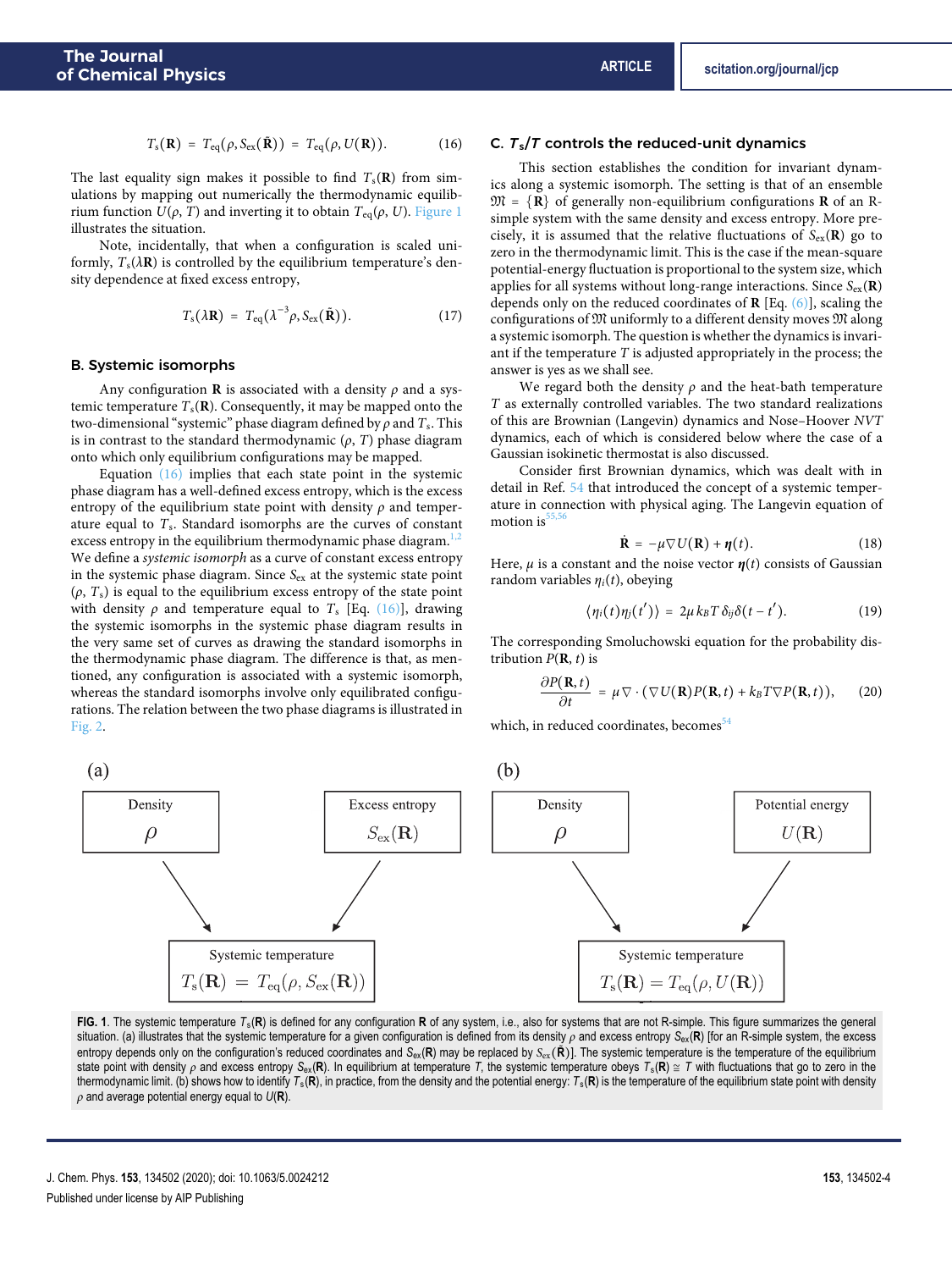$$T_s(\mathbf{R}) = T_{eq}(\rho, S_{ex}(\tilde{\mathbf{R}})) = T_{eq}(\rho, U(\mathbf{R})). \tag{16}$$

The last equality sign makes it possible to find $T_s(\mathbf{R})$ from simulations by mapping out numerically the thermodynamic equilibrium function $U(\rho, T)$ and inverting it to obtain $T_{eq}(\rho, U)$. Figure 1 illustrates the situation.

Note, incidentally, that when a configuration is scaled uniformly, $T_s(\lambda\mathbf{R})$ is controlled by the equilibrium temperature's density dependence at fixed excess entropy,

$$T_s(\lambda\mathbf{R}) = T_{eq}(\lambda^{-3}\rho, S_{ex}(\tilde{\mathbf{R}})). \tag{17}$$

### B. Systemic isomorphs

Any configuration $\mathbf{R}$ is associated with a density $\rho$ and a systemic temperature $T_s(\mathbf{R})$. Consequently, it may be mapped onto the two-dimensional "systemic" phase diagram defined by $\rho$ and $T_s$. This is in contrast to the standard thermodynamic $(\rho, T)$ phase diagram onto which only equilibrium configurations may be mapped.

Equation (16) implies that each state point in the systemic phase diagram has a well-defined excess entropy, which is the excess entropy of the equilibrium state point with density $\rho$ and temperature equal to $T_s$. Standard isomorphs are the curves of constant excess entropy in the equilibrium thermodynamic phase diagram.[1,2] We define a *systemic isomorph* as a curve of constant excess entropy in the systemic phase diagram. Since $S_{ex}$ at the systemic state point $(\rho, T_s)$ is equal to the equilibrium excess entropy of the state point with density $\rho$ and temperature equal to $T_s$ [Eq. (16)], drawing the systemic isomorphs in the systemic phase diagram results in the very same set of curves as drawing the standard isomorphs in the thermodynamic phase diagram. The difference is that, as mentioned, any configuration is associated with a systemic isomorph, whereas the standard isomorphs involve only equilibrated configurations. The relation between the two phase diagrams is illustrated in Fig. 2.

### C. $T_s/T$ controls the reduced-unit dynamics

This section establishes the condition for invariant dynamics along a systemic isomorph. The setting is that of an ensemble $\mathfrak{M} = \{\mathbf{R}\}$ of generally non-equilibrium configurations $\mathbf{R}$ of an R-simple system with the same density and excess entropy. More precisely, it is assumed that the relative fluctuations of $S_{ex}(\mathbf{R})$ go to zero in the thermodynamic limit. This is the case if the mean-square potential-energy fluctuation is proportional to the system size, which applies for all systems without long-range interactions. Since $S_{ex}(\mathbf{R})$ depends only on the reduced coordinates of $\mathbf{R}$ [Eq. (6)], scaling the configurations of $\mathfrak{M}$ uniformly to a different density moves $\mathfrak{M}$ along a systemic isomorph. The question is whether the dynamics is invariant if the temperature $T$ is adjusted appropriately in the process; the answer is yes as we shall see.

We regard both the density $\rho$ and the heat-bath temperature $T$ as externally controlled variables. The two standard realizations of this are Brownian (Langevin) dynamics and Nose–Hoover $NVT$ dynamics, each of which is considered below where the case of a Gaussian isokinetic thermostat is also discussed.

Consider first Brownian dynamics, which was dealt with in detail in Ref. 54 that introduced the concept of a systemic temperature in connection with physical aging. The Langevin equation of motion is[55,56]

$$\dot{\mathbf{R}} = -\mu\nabla U(\mathbf{R}) + \boldsymbol{\eta}(t). \tag{18}$$

Here, $\mu$ is a constant and the noise vector $\boldsymbol{\eta}(t)$ consists of Gaussian random variables $\eta_i(t)$, obeying

$$\langle \eta_i(t)\eta_j(t')\rangle = 2\mu k_B T\,\delta_{ij}\delta(t-t'). \tag{19}$$

The corresponding Smoluchowski equation for the probability distribution $P(\mathbf{R}, t)$ is

$$\frac{\partial P(\mathbf{R},t)}{\partial t} = \mu\nabla\cdot\big(\nabla U(\mathbf{R})P(\mathbf{R},t) + k_B T\nabla P(\mathbf{R},t)\big), \tag{20}$$

which, in reduced coordinates, becomes[54]

(a) Density $\rho$; Excess entropy $S_{ex}(\mathbf{R})$ → Systemic temperature $T_s(\mathbf{R}) = T_{eq}(\rho, S_{ex}(\mathbf{R}))$

(b) Density $\rho$; Potential energy $U(\mathbf{R})$ → Systemic temperature $T_s(\mathbf{R}) = T_{eq}(\rho, U(\mathbf{R}))$

**FIG. 1**. The systemic temperature $T_s(\mathbf{R})$ is defined for any configuration $\mathbf{R}$ of any system, i.e., also for systems that are not R-simple. This figure summarizes the general situation. (a) illustrates that the systemic temperature for a given configuration is defined from its density $\rho$ and excess entropy $S_{ex}(\mathbf{R})$ [for an R-simple system, the excess entropy depends only on the configuration's reduced coordinates and $S_{ex}(\mathbf{R})$ may be replaced by $S_{ex}(\tilde{\mathbf{R}})$]. The systemic temperature is the temperature of the equilibrium state point with density $\rho$ and excess entropy $S_{ex}(\mathbf{R})$. In equilibrium at temperature $T$, the systemic temperature obeys $T_s(\mathbf{R}) \cong T$ with fluctuations that go to zero in the thermodynamic limit. (b) shows how to identify $T_s(\mathbf{R})$, in practice, from the density and the potential energy: $T_s(\mathbf{R})$ is the temperature of the equilibrium state point with density $\rho$ and average potential energy equal to $U(\mathbf{R})$.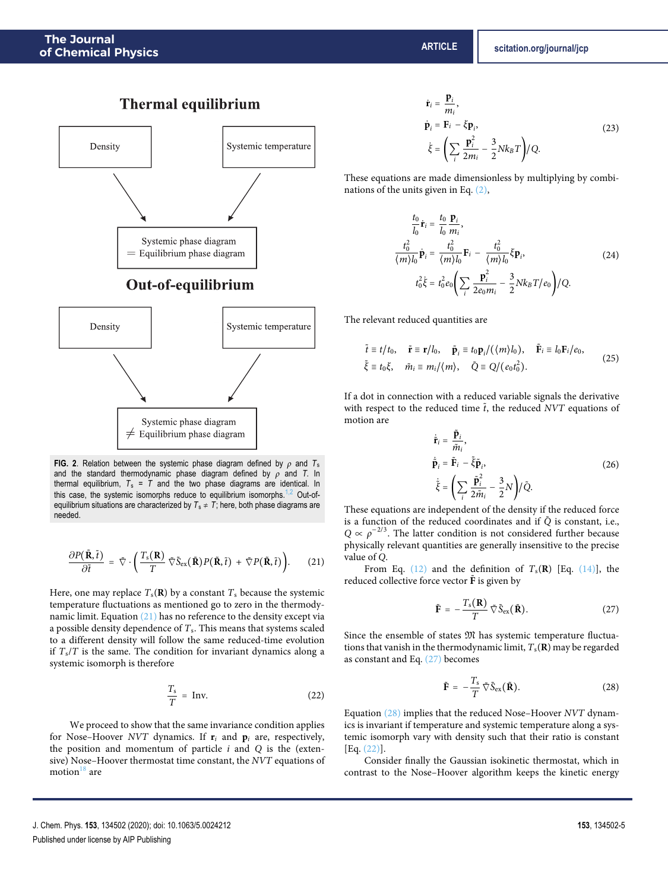**Thermal equilibrium**

Density → Systemic phase diagram = Equilibrium phase diagram ← Systemic temperature

**Out-of-equilibrium**

Density → Systemic phase diagram ≠ Equilibrium phase diagram ← Systemic temperature

**FIG. 2.** Relation between the systemic phase diagram defined by $\rho$ and $T_s$ and the standard thermodynamic phase diagram defined by $\rho$ and $T$. In thermal equilibrium, $T_s = T$ and the two phase diagrams are identical. In this case, the systemic isomorphs reduce to equilibrium isomorphs.[1,2] Out-of-equilibrium situations are characterized by $T_s \neq T$; here, both phase diagrams are needed.

$$\frac{\partial P(\tilde{\mathbf{R}},\tilde{t})}{\partial \tilde{t}} = \tilde{\nabla}\cdot\left(\frac{T_s(\mathbf{R})}{T}\,\tilde{\nabla}\tilde{S}_{ex}(\tilde{\mathbf{R}})P(\tilde{\mathbf{R}},\tilde{t}) + \tilde{\nabla}P(\tilde{\mathbf{R}},\tilde{t})\right). \tag{21}$$

Here, one may replace $T_s(\mathbf{R})$ by a constant $T_s$ because the systemic temperature fluctuations as mentioned go to zero in the thermodynamic limit. Equation (21) has no reference to the density except via a possible density dependence of $T_s$. This means that systems scaled to a different density will follow the same reduced-time evolution if $T_s/T$ is the same. The condition for invariant dynamics along a systemic isomorph is therefore

$$\frac{T_s}{T} = \text{Inv.} \tag{22}$$

We proceed to show that the same invariance condition applies for Nose–Hoover $NVT$ dynamics. If $\mathbf{r}_i$ and $\mathbf{p}_i$ are, respectively, the position and momentum of particle $i$ and $Q$ is the (extensive) Nose–Hoover thermostat time constant, the $NVT$ equations of motion[18] are

$$\begin{aligned}
\dot{\mathbf{r}}_i &= \frac{\mathbf{p}_i}{m_i},\\
\dot{\mathbf{p}}_i &= \mathbf{F}_i - \xi\mathbf{p}_i,\\
\dot{\xi} &= \left(\sum_i \frac{\mathbf{p}_i^2}{2m_i} - \frac{3}{2}Nk_BT\right)\Big/Q.
\end{aligned} \tag{23}$$

These equations are made dimensionless by multiplying by combinations of the units given in Eq. (2),

$$\begin{aligned}
\frac{t_0}{l_0}\dot{\mathbf{r}}_i &= \frac{t_0}{l_0}\frac{\mathbf{p}_i}{m_i},\\
\frac{t_0^2}{\langle m\rangle l_0}\dot{\mathbf{p}}_i &= \frac{t_0^2}{\langle m\rangle l_0}\mathbf{F}_i - \frac{t_0^2}{\langle m\rangle l_0}\xi\mathbf{p}_i,\\
t_0^2\dot{\xi} &= t_0^2 e_0\left(\sum_i \frac{\mathbf{p}_i^2}{2e_0 m_i} - \frac{3}{2}Nk_BT/e_0\right)\Big/Q.
\end{aligned} \tag{24}$$

The relevant reduced quantities are

$$\begin{aligned}
&\tilde{t} \equiv t/t_0,\quad \tilde{\mathbf{r}} \equiv \mathbf{r}/l_0,\quad \tilde{\mathbf{p}}_i \equiv t_0\mathbf{p}_i/(\langle m\rangle l_0)),\quad \tilde{\mathbf{F}}_i \equiv l_0\mathbf{F}_i/e_0,\\
&\tilde{\xi} \equiv t_0\xi,\quad \tilde{m}_i \equiv m_i/\langle m\rangle,\quad \tilde{Q} \equiv Q/(e_0t_0^2).
\end{aligned} \tag{25}$$

If a dot in connection with a reduced variable signals the derivative with respect to the reduced time $\tilde{t}$, the reduced $NVT$ equations of motion are

$$\begin{aligned}
\dot{\tilde{\mathbf{r}}}_i &= \frac{\tilde{\mathbf{p}}_i}{\tilde{m}_i},\\
\dot{\tilde{\mathbf{p}}}_i &= \tilde{\mathbf{F}}_i - \tilde{\xi}\tilde{\mathbf{p}}_i,\\
\dot{\tilde{\xi}} &= \left(\sum_i \frac{\tilde{\mathbf{p}}_i^2}{2\tilde{m}_i} - \frac{3}{2}N\right)\Big/\tilde{Q}.
\end{aligned} \tag{26}$$

These equations are independent of the density if the reduced force is a function of the reduced coordinates and if $\tilde{Q}$ is constant, i.e., $Q \propto \rho^{-2/3}$. The latter condition is not considered further because physically relevant quantities are generally insensitive to the precise value of $Q$.

From Eq. (12) and the definition of $T_s(\mathbf{R})$ [Eq. (14)], the reduced collective force vector $\tilde{\mathbf{F}}$ is given by

$$\tilde{\mathbf{F}} = -\frac{T_s(\mathbf{R})}{T}\,\tilde{\nabla}\tilde{S}_{ex}(\tilde{\mathbf{R}}). \tag{27}$$

Since the ensemble of states $\mathfrak{M}$ has systemic temperature fluctuations that vanish in the thermodynamic limit, $T_s(\mathbf{R})$ may be regarded as constant and Eq. (27) becomes

$$\tilde{\mathbf{F}} = -\frac{T_s}{T}\,\tilde{\nabla}\tilde{S}_{ex}(\tilde{\mathbf{R}}). \tag{28}$$

Equation (28) implies that the reduced Nose–Hoover $NVT$ dynamics is invariant if temperature and systemic temperature along a systemic isomorph vary with density such that their ratio is constant [Eq. (22)].

Consider finally the Gaussian isokinetic thermostat, which in contrast to the Nose–Hoover algorithm keeps the kinetic energy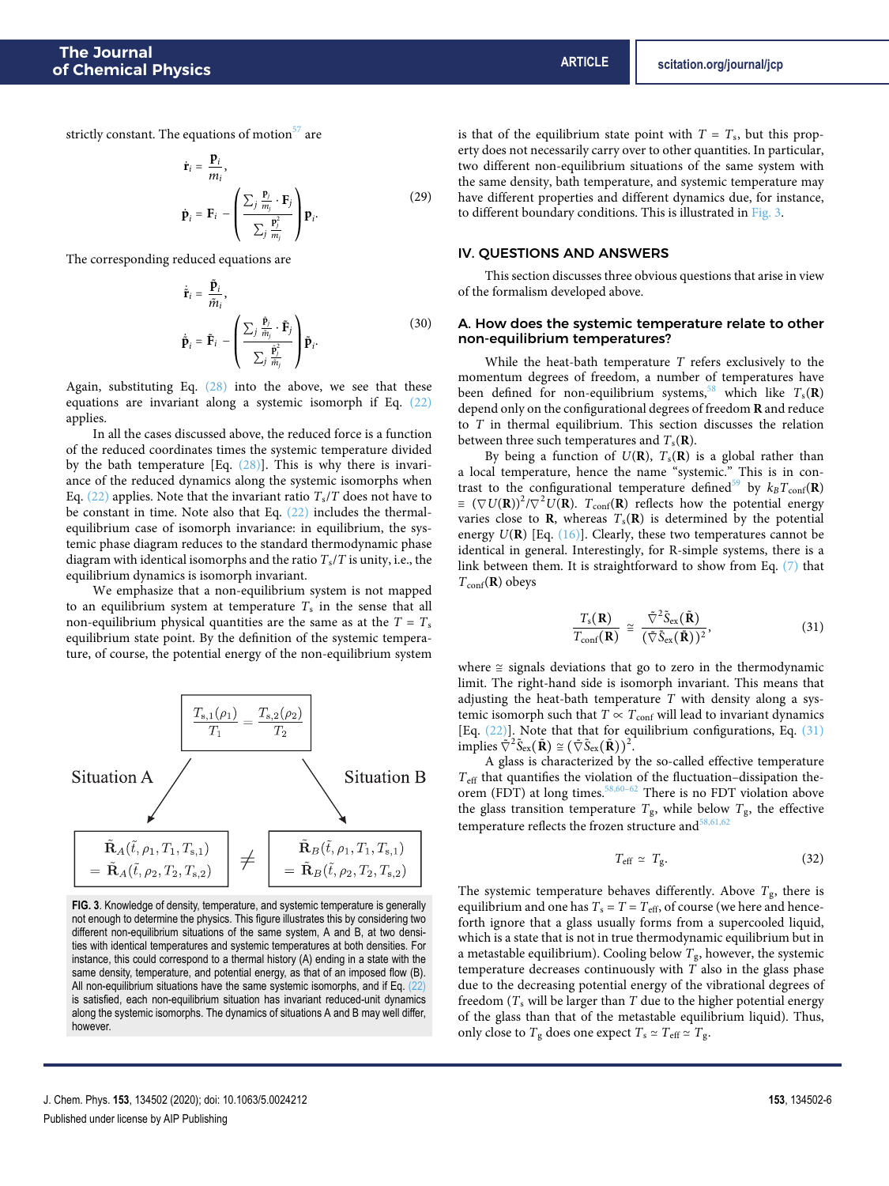strictly constant. The equations of motion[57] are

$$\dot{\mathbf{r}}_i = \frac{\mathbf{p}_i}{m_i},$$
$$\dot{\mathbf{p}}_i = \mathbf{F}_i - \left( \frac{\sum_j \frac{\mathbf{p}_j}{m_j} \cdot \mathbf{F}_j}{\sum_j \frac{\mathbf{p}_j^2}{m_j}} \right) \mathbf{p}_i. \tag{29}$$

The corresponding reduced equations are

$$\dot{\tilde{\mathbf{r}}}_i = \frac{\tilde{\mathbf{p}}_i}{\tilde{m}_i},$$
$$\dot{\tilde{\mathbf{p}}}_i = \tilde{\mathbf{F}}_i - \left( \frac{\sum_j \frac{\tilde{\mathbf{p}}_j}{\tilde{m}_j} \cdot \tilde{\mathbf{F}}_j}{\sum_j \frac{\tilde{\mathbf{p}}_j^2}{\tilde{m}_j}} \right) \tilde{\mathbf{p}}_i. \tag{30}$$

Again, substituting Eq. (28) into the above, we see that these equations are invariant along a systemic isomorph if Eq. (22) applies.

In all the cases discussed above, the reduced force is a function of the reduced coordinates times the systemic temperature divided by the bath temperature [Eq. (28)]. This is why there is invariance of the reduced dynamics along the systemic isomorphs when Eq. (22) applies. Note that the invariant ratio $T_s/T$ does not have to be constant in time. Note also that Eq. (22) includes the thermal-equilibrium case of isomorph invariance: in equilibrium, the systemic phase diagram reduces to the standard thermodynamic phase diagram with identical isomorphs and the ratio $T_s/T$ is unity, i.e., the equilibrium dynamics is isomorph invariant.

We emphasize that a non-equilibrium system is not mapped to an equilibrium system at temperature $T_s$ in the sense that all non-equilibrium physical quantities are the same as at the $T = T_s$ equilibrium state point. By the definition of the systemic temperature, of course, the potential energy of the non-equilibrium system is that of the equilibrium state point with $T = T_s$, but this property does not necessarily carry over to other quantities. In particular, two different non-equilibrium situations of the same system with the same density, bath temperature, and systemic temperature may have different properties and different dynamics due, for instance, to different boundary conditions. This is illustrated in Fig. 3.

$$\frac{T_{s,1}(\rho_1)}{T_1} = \frac{T_{s,2}(\rho_2)}{T_2}$$

Situation A: $\tilde{\mathbf{R}}_A(\tilde{t}, \rho_1, T_1, T_{s,1}) = \tilde{\mathbf{R}}_A(\tilde{t}, \rho_2, T_2, T_{s,2})$ $\neq$ Situation B: $\tilde{\mathbf{R}}_B(\tilde{t}, \rho_1, T_1, T_{s,1}) = \tilde{\mathbf{R}}_B(\tilde{t}, \rho_2, T_2, T_{s,2})$

FIG. 3. Knowledge of density, temperature, and systemic temperature is generally not enough to determine the physics. This figure illustrates this by considering two different non-equilibrium situations of the same system, A and B, at two densities with identical temperatures and systemic temperatures at both densities. For instance, this could correspond to a thermal history (A) ending in a state with the same density, temperature, and potential energy, as that of an imposed flow (B). All non-equilibrium situations have the same systemic isomorphs, and if Eq. (22) is satisfied, each non-equilibrium situation has invariant reduced-unit dynamics along the systemic isomorphs. The dynamics of situations A and B may well differ, however.

## IV. QUESTIONS AND ANSWERS

This section discusses three obvious questions that arise in view of the formalism developed above.

### A. How does the systemic temperature relate to other non-equilibrium temperatures?

While the heat-bath temperature $T$ refers exclusively to the momentum degrees of freedom, a number of temperatures have been defined for non-equilibrium systems,[58] which like $T_s(\mathbf{R})$ depend only on the configurational degrees of freedom $\mathbf{R}$ and reduce to $T$ in thermal equilibrium. This section discusses the relation between three such temperatures and $T_s(\mathbf{R})$.

By being a function of $U(\mathbf{R})$, $T_s(\mathbf{R})$ is a global rather than a local temperature, hence the name "systemic." This is in contrast to the configurational temperature defined[59] by $k_B T_{\text{conf}}(\mathbf{R}) \equiv (\nabla U(\mathbf{R}))^2/\nabla^2 U(\mathbf{R})$. $T_{\text{conf}}(\mathbf{R})$ reflects how the potential energy varies close to $\mathbf{R}$, whereas $T_s(\mathbf{R})$ is determined by the potential energy $U(\mathbf{R})$ [Eq. (16)]. Clearly, these two temperatures cannot be identical in general. Interestingly, for R-simple systems, there is a link between them. It is straightforward to show from Eq. (7) that $T_{\text{conf}}(\mathbf{R})$ obeys

$$\frac{T_s(\mathbf{R})}{T_{\text{conf}}(\mathbf{R})} \cong \frac{\tilde{\nabla}^2 \tilde{S}_{\text{ex}}(\tilde{\mathbf{R}})}{(\tilde{\nabla} \tilde{S}_{\text{ex}}(\tilde{\mathbf{R}}))^2}, \tag{31}$$

where $\cong$ signals deviations that go to zero in the thermodynamic limit. The right-hand side is isomorph invariant. This means that adjusting the heat-bath temperature $T$ with density along a systemic isomorph such that $T \propto T_{\text{conf}}$ will lead to invariant dynamics [Eq. (22)]. Note that that for equilibrium configurations, Eq. (31) implies $\tilde{\nabla}^2 \tilde{S}_{\text{ex}}(\tilde{\mathbf{R}}) \cong (\tilde{\nabla} \tilde{S}_{\text{ex}}(\tilde{\mathbf{R}}))^2$.

A glass is characterized by the so-called effective temperature $T_{\text{eff}}$ that quantifies the violation of the fluctuation–dissipation theorem (FDT) at long times.[58,60–62] There is no FDT violation above the glass transition temperature $T_g$, while below $T_g$, the effective temperature reflects the frozen structure and[58,61,62]

$$T_{\text{eff}} \simeq T_g. \tag{32}$$

The systemic temperature behaves differently. Above $T_g$, there is equilibrium and one has $T_s = T = T_{\text{eff}}$, of course (we here and henceforth ignore that a glass usually forms from a supercooled liquid, which is a state that is not in true thermodynamic equilibrium but in a metastable equilibrium). Cooling below $T_g$, however, the systemic temperature decreases continuously with $T$ also in the glass phase due to the decreasing potential energy of the vibrational degrees of freedom ($T_s$ will be larger than $T$ due to the higher potential energy of the glass than that of the metastable equilibrium liquid). Thus, only close to $T_g$ does one expect $T_s \simeq T_{\text{eff}} \simeq T_g$.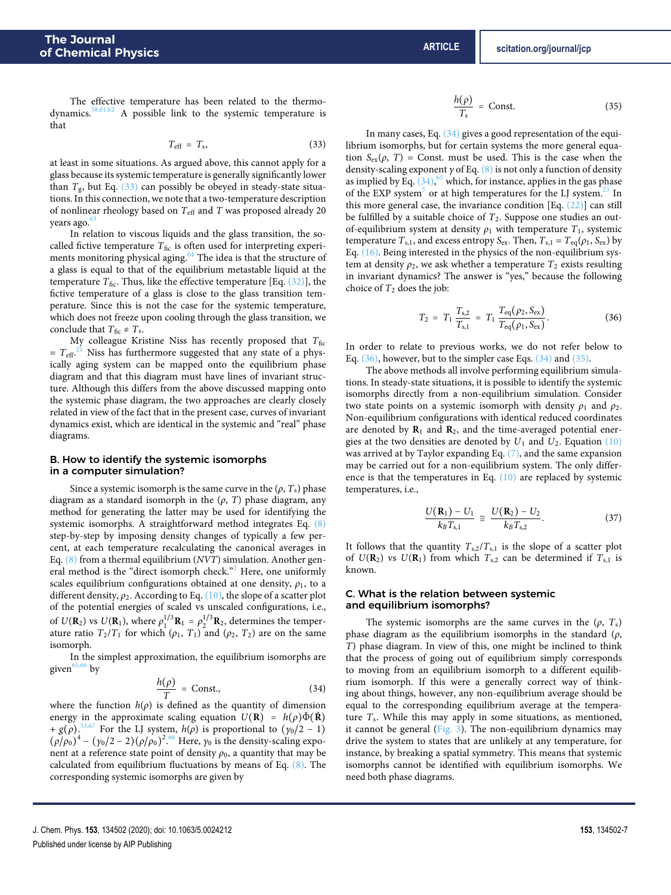The effective temperature has been related to the thermodynamics.[58,61,62] A possible link to the systemic temperature is that

$$T_{\text{eff}} = T_s, \tag{33}$$

at least in some situations. As argued above, this cannot apply for a glass because its systemic temperature is generally significantly lower than $T_g$, but Eq. (33) can possibly be obeyed in steady-state situations. In this connection, we note that a two-temperature description of nonlinear rheology based on $T_{\text{eff}}$ and $T$ was proposed already 20 years ago.[63]

In relation to viscous liquids and the glass transition, the so-called fictive temperature $T_{\text{fic}}$ is often used for interpreting experiments monitoring physical aging.[64] The idea is that the structure of a glass is equal to that of the equilibrium metastable liquid at the temperature $T_{\text{fic}}$. Thus, like the effective temperature [Eq. (32)], the fictive temperature of a glass is close to the glass transition temperature. Since this is not the case for the systemic temperature, which does not freeze upon cooling through the glass transition, we conclude that $T_{\text{fic}} \neq T_s$.

My colleague Kristine Niss has recently proposed that $T_{\text{fic}} = T_{\text{eff}}$.[21] Niss has furthermore suggested that any state of a physically aging system can be mapped onto the equilibrium phase diagram and that this diagram must have lines of invariant structure. Although this differs from the above discussed mapping onto the systemic phase diagram, the two approaches are clearly closely related in view of the fact that in the present case, curves of invariant dynamics exist, which are identical in the systemic and "real" phase diagrams.

### B. How to identify the systemic isomorphs in a computer simulation?

Since a systemic isomorph is the same curve in the $(\rho, T_s)$ phase diagram as a standard isomorph in the $(\rho, T)$ phase diagram, any method for generating the latter may be used for identifying the systemic isomorphs. A straightforward method integrates Eq. (8) step-by-step by imposing density changes of typically a few percent, at each temperature recalculating the canonical averages in Eq. (8) from a thermal equilibrium (*NVT*) simulation. Another general method is the "direct isomorph check."[2] Here, one uniformly scales equilibrium configurations obtained at one density, $\rho_1$, to a different density, $\rho_2$. According to Eq. (10), the slope of a scatter plot of the potential energies of scaled vs unscaled configurations, i.e., of $U(\mathbf{R}_2)$ vs $U(\mathbf{R}_1)$, where $\rho_1^{1/3}\mathbf{R}_1 = \rho_2^{1/3}\mathbf{R}_2$, determines the temperature ratio $T_2/T_1$ for which $(\rho_1, T_1)$ and $(\rho_2, T_2)$ are on the same isomorph.

In the simplest approximation, the equilibrium isomorphs are given[65,66] by

$$\frac{h(\rho)}{T} = \text{Const.}, \tag{34}$$

where the function $h(\rho)$ is defined as the quantity of dimension energy in the approximate scaling equation $U(\mathbf{R}) = h(\rho)\tilde{\Phi}(\tilde{\mathbf{R}}) + g(\rho)$.[53,67] For the LJ system, $h(\rho)$ is proportional to $(\gamma_0/2 - 1)(\rho/\rho_0)^4 - (\gamma_0/2 - 2)(\rho/\rho_0)^2$.[66] Here, $\gamma_0$ is the density-scaling exponent at a reference state point of density $\rho_0$, a quantity that may be calculated from equilibrium fluctuations by means of Eq. (8). The corresponding systemic isomorphs are given by

$$\frac{h(\rho)}{T_s} = \text{Const.} \tag{35}$$

In many cases, Eq. (34) gives a good representation of the equilibrium isomorphs, but for certain systems the more general equation $S_{\text{ex}}(\rho, T) = \text{Const.}$ must be used. This is the case when the density-scaling exponent $\gamma$ of Eq. (8) is not only a function of density as implied by Eq. (34),[65] which, for instance, applies in the gas phase of the EXP system[5] or at high temperatures for the LJ system.[23] In this more general case, the invariance condition [Eq. (22)] can still be fulfilled by a suitable choice of $T_2$. Suppose one studies an out-of-equilibrium system at density $\rho_1$ with temperature $T_1$, systemic temperature $T_{s,1}$, and excess entropy $S_{\text{ex}}$. Then, $T_{s,1} = T_{\text{eq}}(\rho_1, S_{\text{ex}})$ by Eq. (16). Being interested in the physics of the non-equilibrium system at density $\rho_2$, we ask whether a temperature $T_2$ exists resulting in invariant dynamics? The answer is "yes," because the following choice of $T_2$ does the job:

$$T_2 = T_1 \frac{T_{s,2}}{T_{s,1}} = T_1 \frac{T_{\text{eq}}(\rho_2, S_{\text{ex}})}{T_{\text{eq}}(\rho_1, S_{\text{ex}})}. \tag{36}$$

In order to relate to previous works, we do not refer below to Eq. (36), however, but to the simpler case Eqs. (34) and (35).

The above methods all involve performing equilibrium simulations. In steady-state situations, it is possible to identify the systemic isomorphs directly from a non-equilibrium simulation. Consider two state points on a systemic isomorph with density $\rho_1$ and $\rho_2$. Non-equilibrium configurations with identical reduced coordinates are denoted by $\mathbf{R}_1$ and $\mathbf{R}_2$, and the time-averaged potential energies at the two densities are denoted by $U_1$ and $U_2$. Equation (10) was arrived at by Taylor expanding Eq. (7), and the same expansion may be carried out for a non-equilibrium system. The only difference is that the temperatures in Eq. (10) are replaced by systemic temperatures, i.e.,

$$\frac{U(\mathbf{R}_1) - U_1}{k_B T_{s,1}} \cong \frac{U(\mathbf{R}_2) - U_2}{k_B T_{s,2}}. \tag{37}$$

It follows that the quantity $T_{s,2}/T_{s,1}$ is the slope of a scatter plot of $U(\mathbf{R}_2)$ vs $U(\mathbf{R}_1)$ from which $T_{s,2}$ can be determined if $T_{s,1}$ is known.

### C. What is the relation between systemic and equilibrium isomorphs?

The systemic isomorphs are the same curves in the $(\rho, T_s)$ phase diagram as the equilibrium isomorphs in the standard $(\rho, T)$ phase diagram. In view of this, one might be inclined to think that the process of going out of equilibrium simply corresponds to moving from an equilibrium isomorph to a different equilibrium isomorph. If this were a generally correct way of thinking about things, however, any non-equilibrium average should be equal to the corresponding equilibrium average at the temperature $T_s$. While this may apply in some situations, as mentioned, it cannot be general (Fig. 3). The non-equilibrium dynamics may drive the system to states that are unlikely at any temperature, for instance, by breaking a spatial symmetry. This means that systemic isomorphs cannot be identified with equilibrium isomorphs. We need both phase diagrams.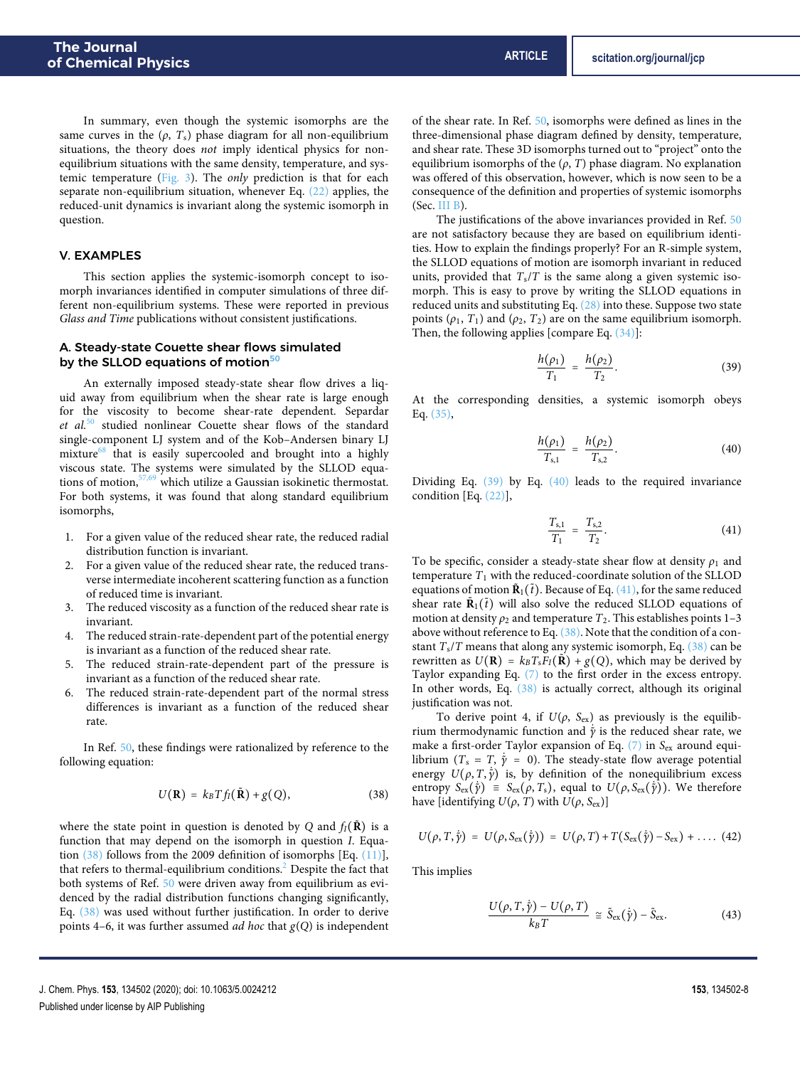In summary, even though the systemic isomorphs are the same curves in the ($\rho$, $T_s$) phase diagram for all non-equilibrium situations, the theory does *not* imply identical physics for non-equilibrium situations with the same density, temperature, and systemic temperature (Fig. 3). The *only* prediction is that for each separate non-equilibrium situation, whenever Eq. (22) applies, the reduced-unit dynamics is invariant along the systemic isomorph in question.

## V. EXAMPLES

This section applies the systemic-isomorph concept to isomorph invariances identified in computer simulations of three different non-equilibrium systems. These were reported in previous *Glass and Time* publications without consistent justifications.

### A. Steady-state Couette shear flows simulated by the SLLOD equations of motion[50]

An externally imposed steady-state shear flow drives a liquid away from equilibrium when the shear rate is large enough for the viscosity to become shear-rate dependent. Separdar *et al.*[50] studied nonlinear Couette shear flows of the standard single-component LJ system and of the Kob–Andersen binary LJ mixture[68] that is easily supercooled and brought into a highly viscous state. The systems were simulated by the SLLOD equations of motion,[57,69] which utilize a Gaussian isokinetic thermostat. For both systems, it was found that along standard equilibrium isomorphs,

1. For a given value of the reduced shear rate, the reduced radial distribution function is invariant.
2. For a given value of the reduced shear rate, the reduced transverse intermediate incoherent scattering function as a function of reduced time is invariant.
3. The reduced viscosity as a function of the reduced shear rate is invariant.
4. The reduced strain-rate-dependent part of the potential energy is invariant as a function of the reduced shear rate.
5. The reduced strain-rate-dependent part of the pressure is invariant as a function of the reduced shear rate.
6. The reduced strain-rate-dependent part of the normal stress differences is invariant as a function of the reduced shear rate.

In Ref. 50, these findings were rationalized by reference to the following equation:

$$U(\mathbf{R}) = k_B T f_I(\tilde{\mathbf{R}}) + g(Q), \tag{38}$$

where the state point in question is denoted by $Q$ and $f_I(\tilde{\mathbf{R}})$ is a function that may depend on the isomorph in question $I$. Equation (38) follows from the 2009 definition of isomorphs [Eq. (11)], that refers to thermal-equilibrium conditions.[2] Despite the fact that both systems of Ref. 50 were driven away from equilibrium as evidenced by the radial distribution functions changing significantly, Eq. (38) was used without further justification. In order to derive points 4–6, it was further assumed *ad hoc* that $g(Q)$ is independent of the shear rate. In Ref. 50, isomorphs were defined as lines in the three-dimensional phase diagram defined by density, temperature, and shear rate. These 3D isomorphs turned out to "project" onto the equilibrium isomorphs of the ($\rho$, $T$) phase diagram. No explanation was offered of this observation, however, which is now seen to be a consequence of the definition and properties of systemic isomorphs (Sec. III B).

The justifications of the above invariances provided in Ref. 50 are not satisfactory because they are based on equilibrium identities. How to explain the findings properly? For an R-simple system, the SLLOD equations of motion are isomorph invariant in reduced units, provided that $T_s/T$ is the same along a given systemic isomorph. This is easy to prove by writing the SLLOD equations in reduced units and substituting Eq. (28) into these. Suppose two state points ($\rho_1$, $T_1$) and ($\rho_2$, $T_2$) are on the same equilibrium isomorph. Then, the following applies [compare Eq. (34)]:

$$\frac{h(\rho_1)}{T_1} = \frac{h(\rho_2)}{T_2}. \tag{39}$$

At the corresponding densities, a systemic isomorph obeys Eq. (35),

$$\frac{h(\rho_1)}{T_{s,1}} = \frac{h(\rho_2)}{T_{s,2}}. \tag{40}$$

Dividing Eq. (39) by Eq. (40) leads to the required invariance condition [Eq. (22)],

$$\frac{T_{s,1}}{T_1} = \frac{T_{s,2}}{T_2}. \tag{41}$$

To be specific, consider a steady-state shear flow at density $\rho_1$ and temperature $T_1$ with the reduced-coordinate solution of the SLLOD equations of motion $\tilde{\mathbf{R}}_1(\tilde{t})$. Because of Eq. (41), for the same reduced shear rate $\tilde{\mathbf{R}}_1(\tilde{t})$ will also solve the reduced SLLOD equations of motion at density $\rho_2$ and temperature $T_2$. This establishes points 1–3 above without reference to Eq. (38). Note that the condition of a constant $T_s/T$ means that along any systemic isomorph, Eq. (38) can be rewritten as $U(\mathbf{R}) = k_B T_s F_I(\tilde{\mathbf{R}}) + g(Q)$, which may be derived by Taylor expanding Eq. (7) to the first order in the excess entropy. In other words, Eq. (38) is actually correct, although its original justification was not.

To derive point 4, if $U(\rho, S_{ex})$ as previously is the equilibrium thermodynamic function and $\dot{\tilde{\gamma}}$ is the reduced shear rate, we make a first-order Taylor expansion of Eq. (7) in $S_{ex}$ around equilibrium ($T_s = T$, $\dot{\tilde{\gamma}} = 0$). The steady-state flow average potential energy $U(\rho, T, \dot{\tilde{\gamma}})$ is, by definition of the nonequilibrium excess entropy $S_{ex}(\dot{\tilde{\gamma}}) \equiv S_{ex}(\rho, T_s)$, equal to $U(\rho, S_{ex}(\dot{\tilde{\gamma}}))$. We therefore have [identifying $U(\rho, T)$ with $U(\rho, S_{ex})$]

$$U(\rho, T, \dot{\tilde{\gamma}}) = U(\rho, S_{ex}(\dot{\tilde{\gamma}})) = U(\rho, T) + T(S_{ex}(\dot{\tilde{\gamma}}) - S_{ex}) + \dots . \tag{42}$$

This implies

$$\frac{U(\rho, T, \dot{\tilde{\gamma}}) - U(\rho, T)}{k_B T} \cong \tilde{S}_{ex}(\dot{\tilde{\gamma}}) - \tilde{S}_{ex}. \tag{43}$$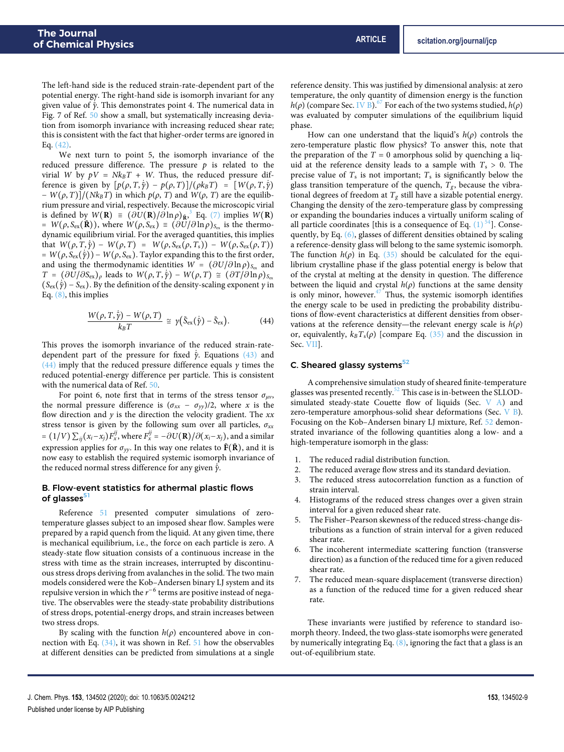The left-hand side is the reduced strain-rate-dependent part of the potential energy. The right-hand side is isomorph invariant for any given value of $\tilde{\dot{\gamma}}$. This demonstrates point 4. The numerical data in Fig. 7 of Ref. 50 show a small, but systematically increasing deviation from isomorph invariance with increasing reduced shear rate; this is consistent with the fact that higher-order terms are ignored in Eq. (42).

We next turn to point 5, the isomorph invariance of the reduced pressure difference. The pressure $p$ is related to the virial $W$ by $pV = Nk_BT + W$. Thus, the reduced pressure difference is given by $[p(\rho, T, \dot{\gamma}) - p(\rho, T)]/(\rho k_B T) = [W(\rho, T, \dot{\gamma}) - W(\rho, T)]/(Nk_BT)$ in which $p(\rho, T)$ and $W(\rho, T)$ are the equilibrium pressure and virial, respectively. Because the microscopic virial is defined by $W(\mathbf{R}) \equiv (\partial U(\mathbf{R})/\partial \ln \rho)_{\tilde{\mathbf{R}}}$,[3] Eq. (7) implies $W(\mathbf{R}) = W(\rho, S_{\rm ex}(\tilde{\mathbf{R}}))$, where $W(\rho, S_{\rm ex}) \equiv (\partial U/\partial \ln \rho)_{S_{\rm ex}}$ is the thermodynamic equilibrium virial. For the averaged quantities, this implies that $W(\rho, T, \dot{\gamma}) - W(\rho, T) = W(\rho, S_{\rm ex}(\rho, T_s)) - W(\rho, S_{\rm ex}(\rho, T)) = W(\rho, S_{\rm ex}(\tilde{\dot{\gamma}})) - W(\rho, S_{\rm ex})$. Taylor expanding this to the first order, and using the thermodynamic identities $W = (\partial U/\partial \ln \rho)_{S_{\rm ex}}$ and $T = (\partial U/\partial S_{\rm ex})_\rho$ leads to $W(\rho, T, \dot{\gamma}) - W(\rho, T) \cong (\partial T/\partial \ln \rho)_{S_{\rm ex}} (S_{\rm ex}(\tilde{\dot{\gamma}}) - S_{\rm ex})$. By the definition of the density-scaling exponent $\gamma$ in Eq. (8), this implies

$$\frac{W(\rho, T, \dot{\gamma}) - W(\rho, T)}{k_B T} \cong \gamma\big(\tilde{S}_{\rm ex}(\tilde{\dot{\gamma}}) - \tilde{S}_{\rm ex}\big). \tag{44}$$

This proves the isomorph invariance of the reduced strain-rate-dependent part of the pressure for fixed $\tilde{\dot{\gamma}}$. Equations (43) and (44) imply that the reduced pressure difference equals $\gamma$ times the reduced potential-energy difference per particle. This is consistent with the numerical data of Ref. 50.

For point 6, note first that in terms of the stress tensor $\sigma_{\mu\nu}$, the normal pressure difference is $(\sigma_{xx} - \sigma_{yy})/2$, where $x$ is the flow direction and $y$ is the direction the velocity gradient. The $xx$ stress tensor is given by the following sum over all particles, $\sigma_{xx} = (1/V)\sum_{ij}(x_i - x_j)F_x^{ij}$, where $F_x^{ij} = -\partial U(\mathbf{R})/\partial(x_i - x_j)$, and a similar expression applies for $\sigma_{yy}$. In this way one relates to $\tilde{\mathbf{F}}(\tilde{\mathbf{R}})$, and it is now easy to establish the required systemic isomorph invariance of the reduced normal stress difference for any given $\tilde{\dot{\gamma}}$.

### B. Flow-event statistics for athermal plastic flows of glasses[51]

Reference 51 presented computer simulations of zero-temperature glasses subject to an imposed shear flow. Samples were prepared by a rapid quench from the liquid. At any given time, there is mechanical equilibrium, i.e., the force on each particle is zero. A steady-state flow situation consists of a continuous increase in the stress with time as the strain increases, interrupted by discontinuous stress drops deriving from avalanches in the solid. The two main models considered were the Kob–Andersen binary LJ system and its repulsive version in which the $r^{-6}$ terms are positive instead of negative. The observables were the steady-state probability distributions of stress drops, potential-energy drops, and strain increases between two stress drops.

By scaling with the function $h(\rho)$ encountered above in connection with Eq. (34), it was shown in Ref. 51 how the observables at different densities can be predicted from simulations at a single reference density. This was justified by dimensional analysis: at zero temperature, the only quantity of dimension energy is the function $h(\rho)$ (compare Sec. IV B).[67] For each of the two systems studied, $h(\rho)$ was evaluated by computer simulations of the equilibrium liquid phase.

How can one understand that the liquid's $h(\rho)$ controls the zero-temperature plastic flow physics? To answer this, note that the preparation of the $T = 0$ amorphous solid by quenching a liquid at the reference density leads to a sample with $T_s > 0$. The precise value of $T_s$ is not important; $T_s$ is significantly below the glass transition temperature of the quench, $T_g$, because the vibrational degrees of freedom at $T_g$ still have a sizable potential energy. Changing the density of the zero-temperature glass by compressing or expanding the boundaries induces a virtually uniform scaling of all particle coordinates [this is a consequence of Eq. (1)[54]]. Consequently, by Eq. (6), glasses of different densities obtained by scaling a reference-density glass will belong to the same systemic isomorph. The function $h(\rho)$ in Eq. (35) should be calculated for the equilibrium crystalline phase if the glass potential energy is below that of the crystal at melting at the density in question. The difference between the liquid and crystal $h(\rho)$ functions at the same density is only minor, however.[47] Thus, the systemic isomorph identifies the energy scale to be used in predicting the probability distributions of flow-event characteristics at different densities from observations at the reference density—the relevant energy scale is $h(\rho)$ or, equivalently, $k_BT_s(\rho)$ [compare Eq. (35) and the discussion in Sec. VII].

### C. Sheared glassy systems[52]

A comprehensive simulation study of sheared finite-temperature glasses was presented recently.[52] This case is in-between the SLLOD-simulated steady-state Couette flow of liquids (Sec. V A) and zero-temperature amorphous-solid shear deformations (Sec. V B). Focusing on the Kob–Andersen binary LJ mixture, Ref. 52 demonstrated invariance of the following quantities along a low- and a high-temperature isomorph in the glass:

1. The reduced radial distribution function.
2. The reduced average flow stress and its standard deviation.
3. The reduced stress autocorrelation function as a function of strain interval.
4. Histograms of the reduced stress changes over a given strain interval for a given reduced shear rate.
5. The Fisher–Pearson skewness of the reduced stress-change distributions as a function of strain interval for a given reduced shear rate.
6. The incoherent intermediate scattering function (transverse direction) as a function of the reduced time for a given reduced shear rate.
7. The reduced mean-square displacement (transverse direction) as a function of the reduced time for a given reduced shear rate.

These invariants were justified by reference to standard isomorph theory. Indeed, the two glass-state isomorphs were generated by numerically integrating Eq. (8), ignoring the fact that a glass is an out-of-equilibrium state.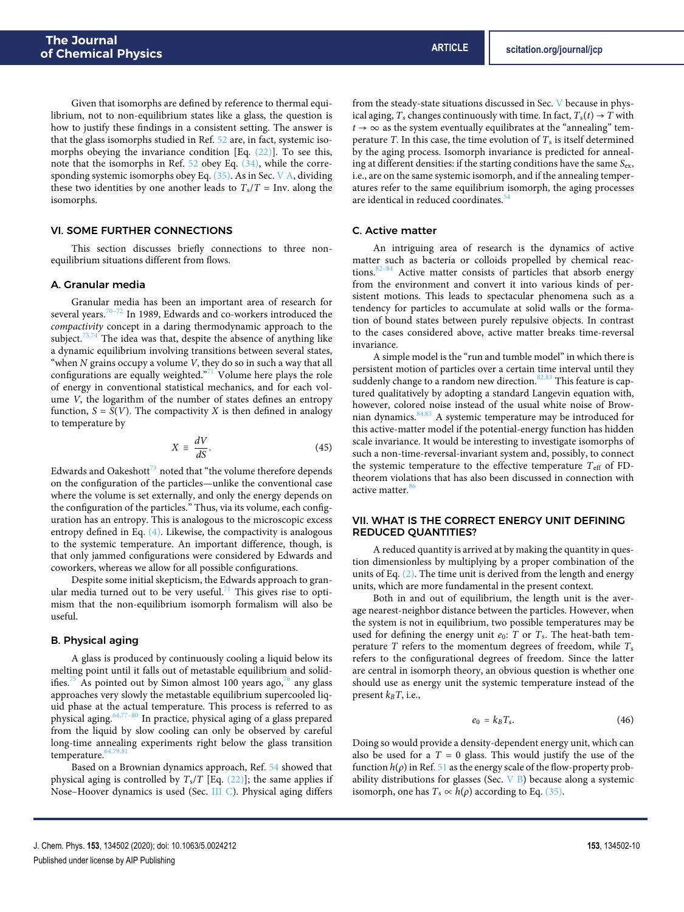Given that isomorphs are defined by reference to thermal equilibrium, not to non-equilibrium states like a glass, the question is how to justify these findings in a consistent setting. The answer is that the glass isomorphs studied in Ref. 52 are, in fact, systemic isomorphs obeying the invariance condition [Eq. (22)]. To see this, note that the isomorphs in Ref. 52 obey Eq. (34), while the corresponding systemic isomorphs obey Eq. (35). As in Sec. V A, dividing these two identities by one another leads to $T_s/T = \text{Inv.}$ along the isomorphs.

## VI. SOME FURTHER CONNECTIONS

This section discusses briefly connections to three non-equilibrium situations different from flows.

### A. Granular media

Granular media has been an important area of research for several years.[70–72] In 1989, Edwards and co-workers introduced the *compactivity* concept in a daring thermodynamic approach to the subject.[73,74] The idea was that, despite the absence of anything like a dynamic equilibrium involving transitions between several states, "when $N$ grains occupy a volume $V$, they do so in such a way that all configurations are equally weighted."[71] Volume here plays the role of energy in conventional statistical mechanics, and for each volume $V$, the logarithm of the number of states defines an entropy function, $S = S(V)$. The compactivity $X$ is then defined in analogy to temperature by

$$X \equiv \frac{dV}{dS}. \tag{45}$$

Edwards and Oakeshott[73] noted that "the volume therefore depends on the configuration of the particles—unlike the conventional case where the volume is set externally, and only the energy depends on the configuration of the particles." Thus, via its volume, each configuration has an entropy. This is analogous to the microscopic excess entropy defined in Eq. (4). Likewise, the compactivity is analogous to the systemic temperature. An important difference, though, is that only jammed configurations were considered by Edwards and coworkers, whereas we allow for all possible configurations.

Despite some initial skepticism, the Edwards approach to granular media turned out to be very useful.[71] This gives rise to optimism that the non-equilibrium isomorph formalism will also be useful.

### B. Physical aging

A glass is produced by continuously cooling a liquid below its melting point until it falls out of metastable equilibrium and solidifies.[75] As pointed out by Simon almost 100 years ago,[76] any glass approaches very slowly the metastable equilibrium supercooled liquid phase at the actual temperature. This process is referred to as physical aging.[64,77–80] In practice, physical aging of a glass prepared from the liquid by slow cooling can only be observed by careful long-time annealing experiments right below the glass transition temperature.[64,79,81]

Based on a Brownian dynamics approach, Ref. 54 showed that physical aging is controlled by $T_s/T$ [Eq. (22)]; the same applies if Nose–Hoover dynamics is used (Sec. III C). Physical aging differs from the steady-state situations discussed in Sec. V because in physical aging, $T_s$ changes continuously with time. In fact, $T_s(t) \to T$ with $t \to \infty$ as the system eventually equilibrates at the "annealing" temperature $T$. In this case, the time evolution of $T_s$ is itself determined by the aging process. Isomorph invariance is predicted for annealing at different densities: if the starting conditions have the same $S_{ex}$, i.e., are on the same systemic isomorph, and if the annealing temperatures refer to the same equilibrium isomorph, the aging processes are identical in reduced coordinates.[54]

### C. Active matter

An intriguing area of research is the dynamics of active matter such as bacteria or colloids propelled by chemical reactions.[82–84] Active matter consists of particles that absorb energy from the environment and convert it into various kinds of persistent motions. This leads to spectacular phenomena such as a tendency for particles to accumulate at solid walls or the formation of bound states between purely repulsive objects. In contrast to the cases considered above, active matter breaks time-reversal invariance.

A simple model is the "run and tumble model" in which there is persistent motion of particles over a certain time interval until they suddenly change to a random new direction.[82,83] This feature is captured qualitatively by adopting a standard Langevin equation with, however, colored noise instead of the usual white noise of Brownian dynamics.[84,85] A systemic temperature may be introduced for this active-matter model if the potential-energy function has hidden scale invariance. It would be interesting to investigate isomorphs of such a non-time-reversal-invariant system and, possibly, to connect the systemic temperature to the effective temperature $T_{\text{eff}}$ of FD-theorem violations that has also been discussed in connection with active matter.[86]

## VII. WHAT IS THE CORRECT ENERGY UNIT DEFINING REDUCED QUANTITIES?

A reduced quantity is arrived at by making the quantity in question dimensionless by multiplying by a proper combination of the units of Eq. (2). The time unit is derived from the length and energy units, which are more fundamental in the present context.

Both in and out of equilibrium, the length unit is the average nearest-neighbor distance between the particles. However, when the system is not in equilibrium, two possible temperatures may be used for defining the energy unit $e_0$: $T$ or $T_s$. The heat-bath temperature $T$ refers to the momentum degrees of freedom, while $T_s$ refers to the configurational degrees of freedom. Since the latter are central in isomorph theory, an obvious question is whether one should use as energy unit the systemic temperature instead of the present $k_B T$, i.e.,

$$e_0 = k_B T_s. \tag{46}$$

Doing so would provide a density-dependent energy unit, which can also be used for a $T = 0$ glass. This would justify the use of the function $h(\rho)$ in Ref. 51 as the energy scale of the flow-property probability distributions for glasses (Sec. V B) because along a systemic isomorph, one has $T_s \propto h(\rho)$ according to Eq. (35).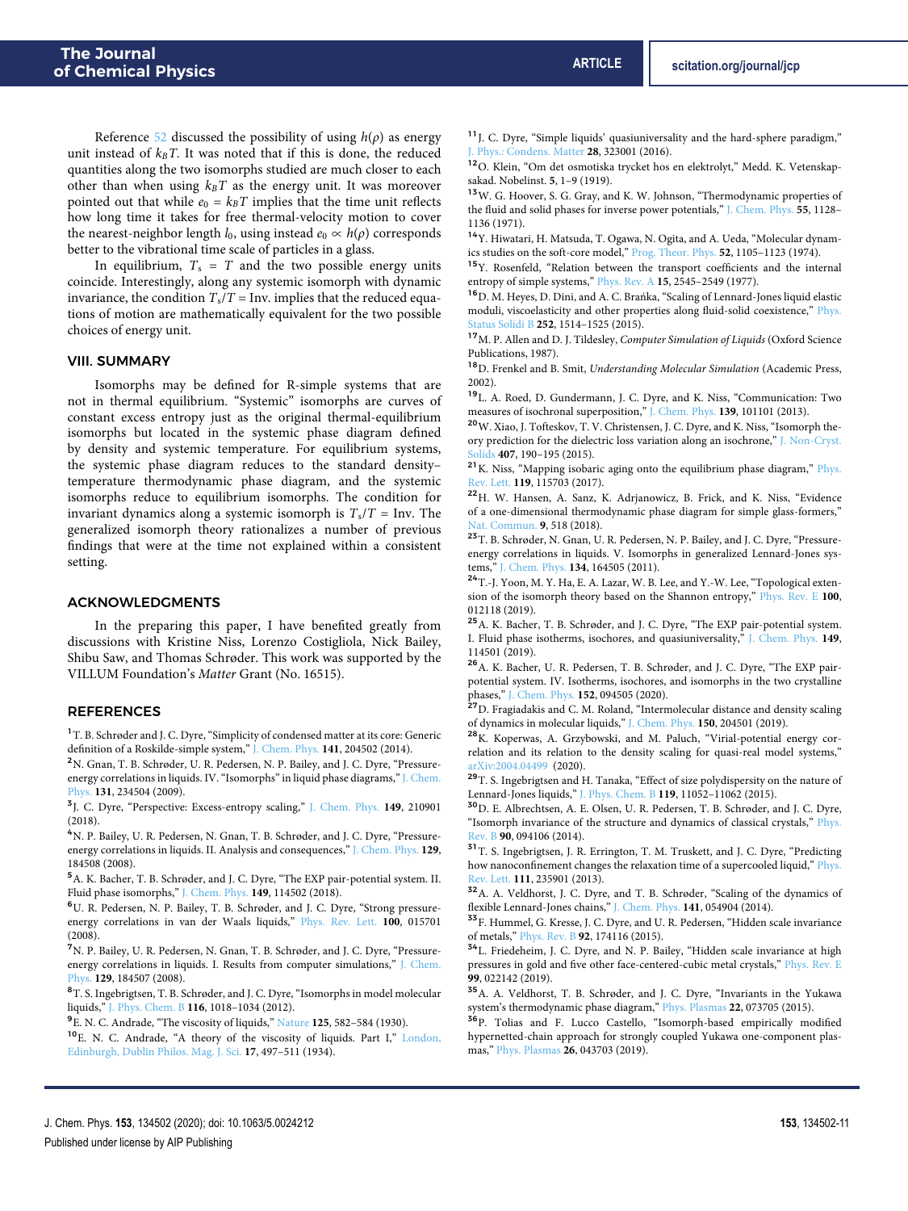Reference 52 discussed the possibility of using $h(\rho)$ as energy unit instead of $k_BT$. It was noted that if this is done, the reduced quantities along the two isomorphs studied are much closer to each other than when using $k_BT$ as the energy unit. It was moreover pointed out that while $e_0 = k_BT$ implies that the time unit reflects how long time it takes for free thermal-velocity motion to cover the nearest-neighbor length $l_0$, using instead $e_0 \propto h(\rho)$ corresponds better to the vibrational time scale of particles in a glass.

In equilibrium, $T_s = T$ and the two possible energy units coincide. Interestingly, along any systemic isomorph with dynamic invariance, the condition $T_s/T = \text{Inv.}$ implies that the reduced equations of motion are mathematically equivalent for the two possible choices of energy unit.

## VIII. SUMMARY

Isomorphs may be defined for R-simple systems that are not in thermal equilibrium. "Systemic" isomorphs are curves of constant excess entropy just as the original thermal-equilibrium isomorphs but located in the systemic phase diagram defined by density and systemic temperature. For equilibrium systems, the systemic phase diagram reduces to the standard density–temperature thermodynamic phase diagram, and the systemic isomorphs reduce to equilibrium isomorphs. The condition for invariant dynamics along a systemic isomorph is $T_s/T = \text{Inv.}$ The generalized isomorph theory rationalizes a number of previous findings that were at the time not explained within a consistent setting.

## ACKNOWLEDGMENTS

In the preparing this paper, I have benefited greatly from discussions with Kristine Niss, Lorenzo Costigliola, Nick Bailey, Shibu Saw, and Thomas Schrøder. This work was supported by the VILLUM Foundation's *Matter* Grant (No. 16515).

## REFERENCES

[1] T. B. Schrøder and J. C. Dyre, "Simplicity of condensed matter at its core: Generic definition of a Roskilde-simple system," J. Chem. Phys. **141**, 204502 (2014).

[2] N. Gnan, T. B. Schrøder, U. R. Pedersen, N. P. Bailey, and J. C. Dyre, "Pressure-energy correlations in liquids. IV. "Isomorphs" in liquid phase diagrams," J. Chem. Phys. **131**, 234504 (2009).

[3] J. C. Dyre, "Perspective: Excess-entropy scaling," J. Chem. Phys. **149**, 210901 (2018).

[4] N. P. Bailey, U. R. Pedersen, N. Gnan, T. B. Schrøder, and J. C. Dyre, "Pressure-energy correlations in liquids. II. Analysis and consequences," J. Chem. Phys. **129**, 184508 (2008).

[5] A. K. Bacher, T. B. Schrøder, and J. C. Dyre, "The EXP pair-potential system. II. Fluid phase isomorphs," J. Chem. Phys. **149**, 114502 (2018).

[6] U. R. Pedersen, N. P. Bailey, T. B. Schrøder, and J. C. Dyre, "Strong pressure-energy correlations in van der Waals liquids," Phys. Rev. Lett. **100**, 015701 (2008).

[7] N. P. Bailey, U. R. Pedersen, N. Gnan, T. B. Schrøder, and J. C. Dyre, "Pressure-energy correlations in liquids. I. Results from computer simulations," J. Chem. Phys. **129**, 184507 (2008).

[8] T. S. Ingebrigtsen, T. B. Schrøder, and J. C. Dyre, "Isomorphs in model molecular liquids," J. Phys. Chem. B **116**, 1018–1034 (2012).

[9] E. N. C. Andrade, "The viscosity of liquids," Nature **125**, 582–584 (1930).

[10] E. N. C. Andrade, "A theory of the viscosity of liquids. Part I," London, Edinburgh, Dublin Philos. Mag. J. Sci. **17**, 497–511 (1934).

[11] J. C. Dyre, "Simple liquids' quasiuniversality and the hard-sphere paradigm," J. Phys.: Condens. Matter **28**, 323001 (2016).

[12] O. Klein, "Om det osmotiska trycket hos en elektrolyt," Medd. K. Vetenskapsakad. Nobelinst. **5**, 1–9 (1919).

[13] W. G. Hoover, S. G. Gray, and K. W. Johnson, "Thermodynamic properties of the fluid and solid phases for inverse power potentials," J. Chem. Phys. **55**, 1128–1136 (1971).

[14] Y. Hiwatari, H. Matsuda, T. Ogawa, N. Ogita, and A. Ueda, "Molecular dynamics studies on the soft-core model," Prog. Theor. Phys. **52**, 1105–1123 (1974).

[15] Y. Rosenfeld, "Relation between the transport coefficients and the internal entropy of simple systems," Phys. Rev. A **15**, 2545–2549 (1977).

[16] D. M. Heyes, D. Dini, and A. C. Brańka, "Scaling of Lennard-Jones liquid elastic moduli, viscoelasticity and other properties along fluid-solid coexistence," Phys. Status Solidi B **252**, 1514–1525 (2015).

[17] M. P. Allen and D. J. Tildesley, *Computer Simulation of Liquids* (Oxford Science Publications, 1987).

[18] D. Frenkel and B. Smit, *Understanding Molecular Simulation* (Academic Press, 2002).

[19] L. A. Roed, D. Gundermann, J. C. Dyre, and K. Niss, "Communication: Two measures of isochronal superposition," J. Chem. Phys. **139**, 101101 (2013).

[20] W. Xiao, J. Tofteskov, T. V. Christensen, J. C. Dyre, and K. Niss, "Isomorph theory prediction for the dielectric loss variation along an isochrone," J. Non-Cryst. Solids **407**, 190–195 (2015).

[21] K. Niss, "Mapping isobaric aging onto the equilibrium phase diagram," Phys. Rev. Lett. **119**, 115703 (2017).

[22] H. W. Hansen, A. Sanz, K. Adrjanowicz, B. Frick, and K. Niss, "Evidence of a one-dimensional thermodynamic phase diagram for simple glass-formers," Nat. Commun. **9**, 518 (2018).

[23] T. B. Schrøder, N. Gnan, U. R. Pedersen, N. P. Bailey, and J. C. Dyre, "Pressure-energy correlations in liquids. V. Isomorphs in generalized Lennard-Jones systems," J. Chem. Phys. **134**, 164505 (2011).

[24] T.-J. Yoon, M. Y. Ha, E. A. Lazar, W. B. Lee, and Y.-W. Lee, "Topological extension of the isomorph theory based on the Shannon entropy," Phys. Rev. E **100**, 012118 (2019).

[25] A. K. Bacher, T. B. Schrøder, and J. C. Dyre, "The EXP pair-potential system. I. Fluid phase isotherms, isochores, and quasiuniversality," J. Chem. Phys. **149**, 114501 (2019).

[26] A. K. Bacher, U. R. Pedersen, T. B. Schrøder, and J. C. Dyre, "The EXP pair-potential system. IV. Isotherms, isochores, and isomorphs in the two crystalline phases," J. Chem. Phys. **152**, 094505 (2020).

[27] D. Fragiadakis and C. M. Roland, "Intermolecular distance and density scaling of dynamics in molecular liquids," J. Chem. Phys. **150**, 204501 (2019).

[28] K. Koperwas, A. Grzybowski, and M. Paluch, "Virial-potential energy correlation and its relation to the density scaling for quasi-real model systems," arXiv:2004.04499 (2020).

[29] T. S. Ingebrigtsen and H. Tanaka, "Effect of size polydispersity on the nature of Lennard-Jones liquids," J. Phys. Chem. B **119**, 11052–11062 (2015).

[30] D. E. Albrechtsen, A. E. Olsen, U. R. Pedersen, T. B. Schrøder, and J. C. Dyre, "Isomorph invariance of the structure and dynamics of classical crystals," Phys. Rev. B **90**, 094106 (2014).

[31] T. S. Ingebrigtsen, J. R. Errington, T. M. Truskett, and J. C. Dyre, "Predicting how nanoconfinement changes the relaxation time of a supercooled liquid," Phys. Rev. Lett. **111**, 235901 (2013).

[32] A. A. Veldhorst, J. C. Dyre, and T. B. Schrøder, "Scaling of the dynamics of flexible Lennard-Jones chains," J. Chem. Phys. **141**, 054904 (2014).

[33] F. Hummel, G. Kresse, J. C. Dyre, and U. R. Pedersen, "Hidden scale invariance of metals," Phys. Rev. B **92**, 174116 (2015).

[34] L. Friedeheim, J. C. Dyre, and N. P. Bailey, "Hidden scale invariance at high pressures in gold and five other face-centered-cubic metal crystals," Phys. Rev. E **99**, 022142 (2019).

[35] A. A. Veldhorst, T. B. Schrøder, and J. C. Dyre, "Invariants in the Yukawa system's thermodynamic phase diagram," Phys. Plasmas **22**, 073705 (2015).

[36] P. Tolias and F. Lucco Castello, "Isomorph-based empirically modified hypernetted-chain approach for strongly coupled Yukawa one-component plasmas," Phys. Plasmas **26**, 043703 (2019).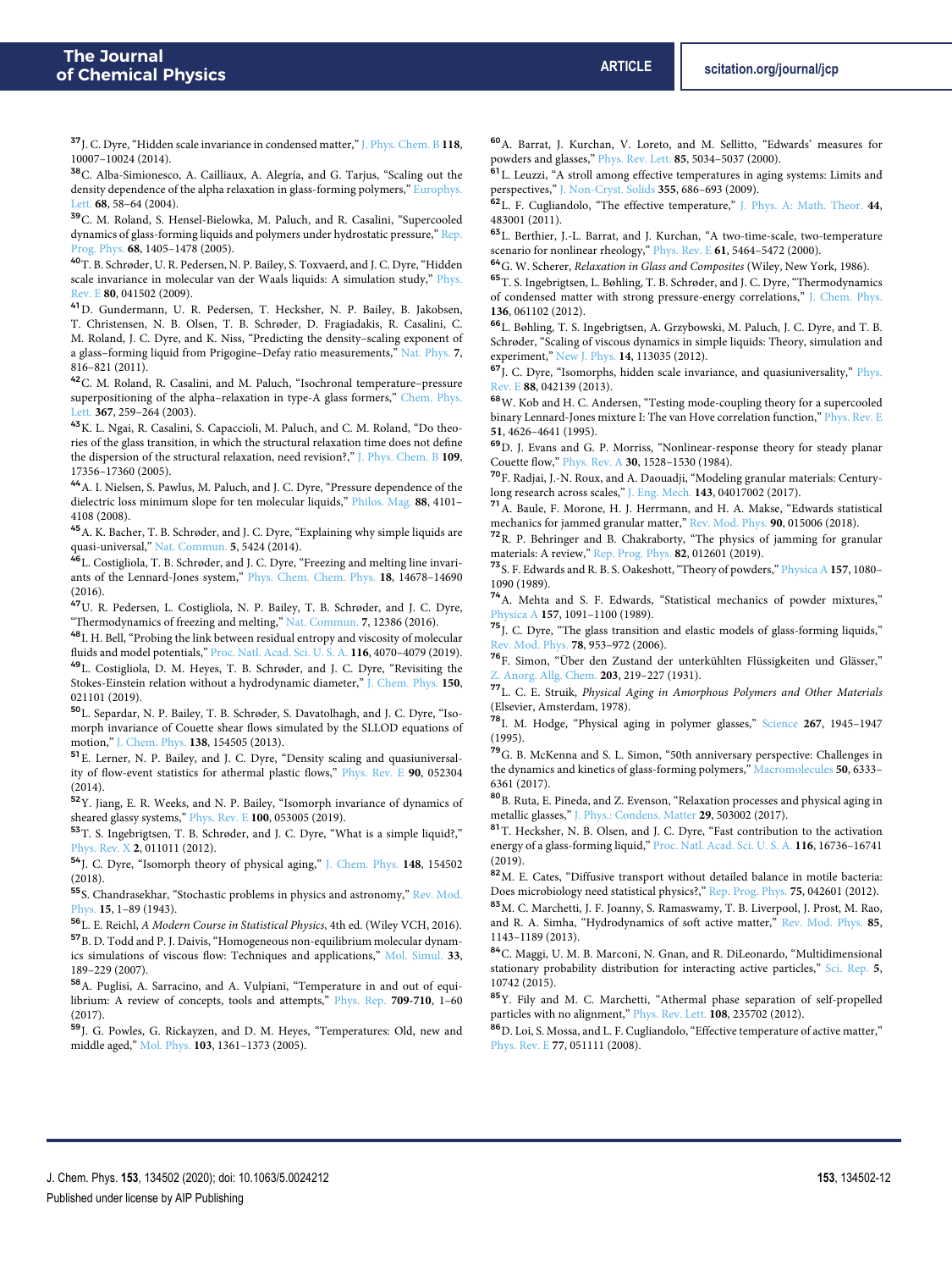[37] J. C. Dyre, "Hidden scale invariance in condensed matter," J. Phys. Chem. B **118**, 10007–10024 (2014).

[38] C. Alba-Simionesco, A. Cailliaux, A. Alegría, and G. Tarjus, "Scaling out the density dependence of the alpha relaxation in glass-forming polymers," Europhys. Lett. **68**, 58–64 (2004).

[39] C. M. Roland, S. Hensel-Bielowka, M. Paluch, and R. Casalini, "Supercooled dynamics of glass-forming liquids and polymers under hydrostatic pressure," Rep. Prog. Phys. **68**, 1405–1478 (2005).

[40] T. B. Schrøder, U. R. Pedersen, N. P. Bailey, S. Toxvaerd, and J. C. Dyre, "Hidden scale invariance in molecular van der Waals liquids: A simulation study," Phys. Rev. E **80**, 041502 (2009).

[41] D. Gundermann, U. R. Pedersen, T. Hecksher, N. P. Bailey, B. Jakobsen, T. Christensen, N. B. Olsen, T. B. Schrøder, D. Fragiadakis, R. Casalini, C. M. Roland, J. C. Dyre, and K. Niss, "Predicting the density–scaling exponent of a glass–forming liquid from Prigogine–Defay ratio measurements," Nat. Phys. **7**, 816–821 (2011).

[42] C. M. Roland, R. Casalini, and M. Paluch, "Isochronal temperature–pressure superpositioning of the alpha–relaxation in type-A glass formers," Chem. Phys. Lett. **367**, 259–264 (2003).

[43] K. L. Ngai, R. Casalini, S. Capaccioli, M. Paluch, and C. M. Roland, "Do theories of the glass transition, in which the structural relaxation time does not define the dispersion of the structural relaxation, need revision?," J. Phys. Chem. B **109**, 17356–17360 (2005).

[44] A. I. Nielsen, S. Pawlus, M. Paluch, and J. C. Dyre, "Pressure dependence of the dielectric loss minimum slope for ten molecular liquids," Philos. Mag. **88**, 4101–4108 (2008).

[45] A. K. Bacher, T. B. Schrøder, and J. C. Dyre, "Explaining why simple liquids are quasi-universal," Nat. Commun. **5**, 5424 (2014).

[46] L. Costigliola, T. B. Schrøder, and J. C. Dyre, "Freezing and melting line invariants of the Lennard-Jones system," Phys. Chem. Chem. Phys. **18**, 14678–14690 (2016).

[47] U. R. Pedersen, L. Costigliola, N. P. Bailey, T. B. Schrøder, and J. C. Dyre, "Thermodynamics of freezing and melting," Nat. Commun. **7**, 12386 (2016).

[48] I. H. Bell, "Probing the link between residual entropy and viscosity of molecular fluids and model potentials," Proc. Natl. Acad. Sci. U. S. A. **116**, 4070–4079 (2019).

[49] L. Costigliola, D. M. Heyes, T. B. Schrøder, and J. C. Dyre, "Revisiting the Stokes-Einstein relation without a hydrodynamic diameter," J. Chem. Phys. **150**, 021101 (2019).

[50] L. Separdar, N. P. Bailey, T. B. Schrøder, S. Davatolhagh, and J. C. Dyre, "Isomorph invariance of Couette shear flows simulated by the SLLOD equations of motion," J. Chem. Phys. **138**, 154505 (2013).

[51] E. Lerner, N. P. Bailey, and J. C. Dyre, "Density scaling and quasiuniversality of flow-event statistics for athermal plastic flows," Phys. Rev. E **90**, 052304 (2014).

[52] Y. Jiang, E. R. Weeks, and N. P. Bailey, "Isomorph invariance of dynamics of sheared glassy systems," Phys. Rev. E **100**, 053005 (2019).

[53] T. S. Ingebrigtsen, T. B. Schrøder, and J. C. Dyre, "What is a simple liquid?," Phys. Rev. X **2**, 011011 (2012).

[54] J. C. Dyre, "Isomorph theory of physical aging," J. Chem. Phys. **148**, 154502 (2018).

[55] S. Chandrasekhar, "Stochastic problems in physics and astronomy," Rev. Mod. Phys. **15**, 1–89 (1943).

[56] L. E. Reichl, *A Modern Course in Statistical Physics*, 4th ed. (Wiley VCH, 2016).

[57] B. D. Todd and P. J. Daivis, "Homogeneous non-equilibrium molecular dynamics simulations of viscous flow: Techniques and applications," Mol. Simul. **33**, 189–229 (2007).

[58] A. Puglisi, A. Sarracino, and A. Vulpiani, "Temperature in and out of equilibrium: A review of concepts, tools and attempts," Phys. Rep. **709-710**, 1–60 (2017).

[59] J. G. Powles, G. Rickayzen, and D. M. Heyes, "Temperatures: Old, new and middle aged," Mol. Phys. **103**, 1361–1373 (2005).

[60] A. Barrat, J. Kurchan, V. Loreto, and M. Sellitto, "Edwards' measures for powders and glasses," Phys. Rev. Lett. **85**, 5034–5037 (2000).

[61] L. Leuzzi, "A stroll among effective temperatures in aging systems: Limits and perspectives," J. Non-Cryst. Solids **355**, 686–693 (2009).

[62] L. F. Cugliandolo, "The effective temperature," J. Phys. A: Math. Theor. **44**, 483001 (2011).

[63] L. Berthier, J.-L. Barrat, and J. Kurchan, "A two-time-scale, two-temperature scenario for nonlinear rheology," Phys. Rev. E **61**, 5464–5472 (2000).

[64] G. W. Scherer, *Relaxation in Glass and Composites* (Wiley, New York, 1986).

[65] T. S. Ingebrigtsen, L. Bøhling, T. B. Schrøder, and J. C. Dyre, "Thermodynamics of condensed matter with strong pressure-energy correlations," J. Chem. Phys. **136**, 061102 (2012).

[66] L. Bøhling, T. S. Ingebrigtsen, A. Grzybowski, M. Paluch, J. C. Dyre, and T. B. Schrøder, "Scaling of viscous dynamics in simple liquids: Theory, simulation and experiment," New J. Phys. **14**, 113035 (2012).

[67] J. C. Dyre, "Isomorphs, hidden scale invariance, and quasiuniversality," Phys. Rev. E **88**, 042139 (2013).

[68] W. Kob and H. C. Andersen, "Testing mode-coupling theory for a supercooled binary Lennard-Jones mixture I: The van Hove correlation function," Phys. Rev. E **51**, 4626–4641 (1995).

[69] D. J. Evans and G. P. Morriss, "Nonlinear-response theory for steady planar Couette flow," Phys. Rev. A **30**, 1528–1530 (1984).

[70] F. Radjai, J.-N. Roux, and A. Daouadji, "Modeling granular materials: Century-long research across scales," J. Eng. Mech. **143**, 04017002 (2017).

[71] A. Baule, F. Morone, H. J. Herrmann, and H. A. Makse, "Edwards statistical mechanics for jammed granular matter," Rev. Mod. Phys. **90**, 015006 (2018).

[72] R. P. Behringer and B. Chakraborty, "The physics of jamming for granular materials: A review," Rep. Prog. Phys. **82**, 012601 (2019).

[73] S. F. Edwards and R. B. S. Oakeshott, "Theory of powders," Physica A **157**, 1080–1090 (1989).

[74] A. Mehta and S. F. Edwards, "Statistical mechanics of powder mixtures," Physica A **157**, 1091–1100 (1989).

[75] J. C. Dyre, "The glass transition and elastic models of glass-forming liquids," Rev. Mod. Phys. **78**, 953–972 (2006).

[76] F. Simon, "Über den Zustand der unterkühlten Flüssigkeiten und Glässer," Z. Anorg. Allg. Chem. **203**, 219–227 (1931).

[77] L. C. E. Struik, *Physical Aging in Amorphous Polymers and Other Materials* (Elsevier, Amsterdam, 1978).

[78] I. M. Hodge, "Physical aging in polymer glasses," Science **267**, 1945–1947 (1995).

[79] G. B. McKenna and S. L. Simon, "50th anniversary perspective: Challenges in the dynamics and kinetics of glass-forming polymers," Macromolecules **50**, 6333–6361 (2017).

[80] B. Ruta, E. Pineda, and Z. Evenson, "Relaxation processes and physical aging in metallic glasses," J. Phys.: Condens. Matter **29**, 503002 (2017).

[81] T. Hecksher, N. B. Olsen, and J. C. Dyre, "Fast contribution to the activation energy of a glass-forming liquid," Proc. Natl. Acad. Sci. U. S. A. **116**, 16736–16741 (2019).

[82] M. E. Cates, "Diffusive transport without detailed balance in motile bacteria: Does microbiology need statistical physics?," Rep. Prog. Phys. **75**, 042601 (2012).

[83] M. C. Marchetti, J. F. Joanny, S. Ramaswamy, T. B. Liverpool, J. Prost, M. Rao, and R. A. Simha, "Hydrodynamics of soft active matter," Rev. Mod. Phys. **85**, 1143–1189 (2013).

[84] C. Maggi, U. M. B. Marconi, N. Gnan, and R. DiLeonardo, "Multidimensional stationary probability distribution for interacting active particles," Sci. Rep. **5**, 10742 (2015).

[85] Y. Fily and M. C. Marchetti, "Athermal phase separation of self-propelled particles with no alignment," Phys. Rev. Lett. **108**, 235702 (2012).

[86] D. Loi, S. Mossa, and L. F. Cugliandolo, "Effective temperature of active matter," Phys. Rev. E **77**, 051111 (2008).